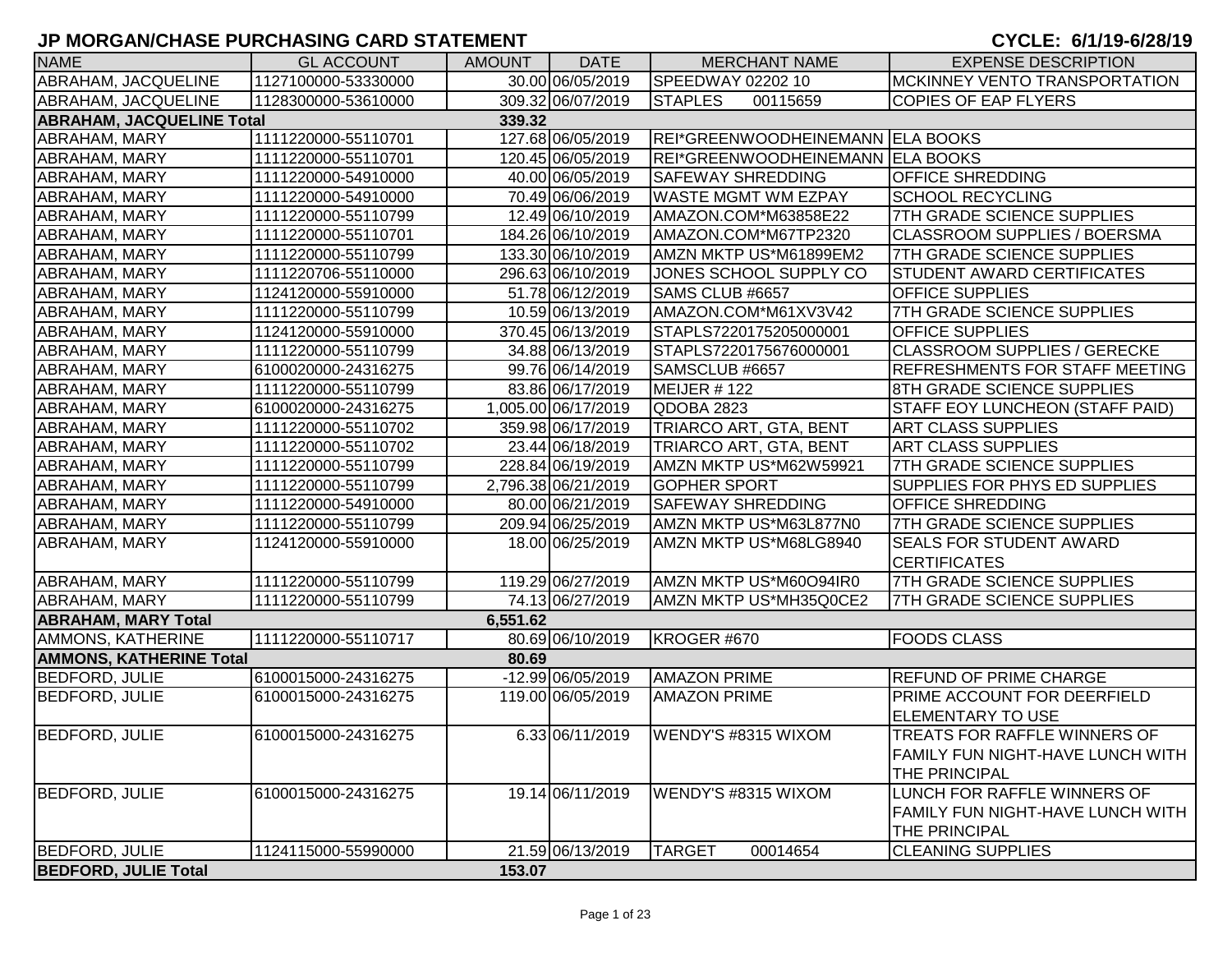# JP MORGAN/CHASE PURCHASING CARD STATEMENT

**CYCLE: 6/1/19-6/28/19**

| NAME | GL ACCOUNT | AMOUNT | DATE | MERCHANT NAME | EXPENSE DESCRIPTION |
|---|---|---|---|---|---|
| ABRAHAM, JACQUELINE | 1127100000-53330000 | 30.00 | 06/05/2019 | SPEEDWAY 02202 10 | MCKINNEY VENTO TRANSPORTATION |
| ABRAHAM, JACQUELINE | 1128300000-53610000 | 309.32 | 06/07/2019 | STAPLES 00115659 | COPIES OF EAP FLYERS |
| **ABRAHAM, JACQUELINE Total** | | **339.32** | | | |
| ABRAHAM, MARY | 1111220000-55110701 | 127.68 | 06/05/2019 | REI*GREENWOODHEINEMANN | ELA BOOKS |
| ABRAHAM, MARY | 1111220000-55110701 | 120.45 | 06/05/2019 | REI*GREENWOODHEINEMANN | ELA BOOKS |
| ABRAHAM, MARY | 1111220000-54910000 | 40.00 | 06/05/2019 | SAFEWAY SHREDDING | OFFICE SHREDDING |
| ABRAHAM, MARY | 1111220000-54910000 | 70.49 | 06/06/2019 | WASTE MGMT WM EZPAY | SCHOOL RECYCLING |
| ABRAHAM, MARY | 1111220000-55110799 | 12.49 | 06/10/2019 | AMAZON.COM*M63858E22 | 7TH GRADE SCIENCE SUPPLIES |
| ABRAHAM, MARY | 1111220000-55110701 | 184.26 | 06/10/2019 | AMAZON.COM*M67TP2320 | CLASSROOM SUPPLIES / BOERSMA |
| ABRAHAM, MARY | 1111220000-55110799 | 133.30 | 06/10/2019 | AMZN MKTP US*M61899EM2 | 7TH GRADE SCIENCE SUPPLIES |
| ABRAHAM, MARY | 1111220706-55110000 | 296.63 | 06/10/2019 | JONES SCHOOL SUPPLY CO | STUDENT AWARD CERTIFICATES |
| ABRAHAM, MARY | 1124120000-55910000 | 51.78 | 06/12/2019 | SAMS CLUB #6657 | OFFICE SUPPLIES |
| ABRAHAM, MARY | 1111220000-55110799 | 10.59 | 06/13/2019 | AMAZON.COM*M61XV3V42 | 7TH GRADE SCIENCE SUPPLIES |
| ABRAHAM, MARY | 1124120000-55910000 | 370.45 | 06/13/2019 | STAPLS7220175205000001 | OFFICE SUPPLIES |
| ABRAHAM, MARY | 1111220000-55110799 | 34.88 | 06/13/2019 | STAPLS7220175676000001 | CLASSROOM SUPPLIES / GERECKE |
| ABRAHAM, MARY | 6100020000-24316275 | 99.76 | 06/14/2019 | SAMSCLUB #6657 | REFRESHMENTS FOR STAFF MEETING |
| ABRAHAM, MARY | 1111220000-55110799 | 83.86 | 06/17/2019 | MEIJER # 122 | 8TH GRADE SCIENCE SUPPLIES |
| ABRAHAM, MARY | 6100020000-24316275 | 1,005.00 | 06/17/2019 | QDOBA 2823 | STAFF EOY LUNCHEON (STAFF PAID) |
| ABRAHAM, MARY | 1111220000-55110702 | 359.98 | 06/17/2019 | TRIARCO ART, GTA, BENT | ART CLASS SUPPLIES |
| ABRAHAM, MARY | 1111220000-55110702 | 23.44 | 06/18/2019 | TRIARCO ART, GTA, BENT | ART CLASS SUPPLIES |
| ABRAHAM, MARY | 1111220000-55110799 | 228.84 | 06/19/2019 | AMZN MKTP US*M62W59921 | 7TH GRADE SCIENCE SUPPLIES |
| ABRAHAM, MARY | 1111220000-55110799 | 2,796.38 | 06/21/2019 | GOPHER SPORT | SUPPLIES FOR PHYS ED SUPPLIES |
| ABRAHAM, MARY | 1111220000-54910000 | 80.00 | 06/21/2019 | SAFEWAY SHREDDING | OFFICE SHREDDING |
| ABRAHAM, MARY | 1111220000-55110799 | 209.94 | 06/25/2019 | AMZN MKTP US*M63L877N0 | 7TH GRADE SCIENCE SUPPLIES |
| ABRAHAM, MARY | 1124120000-55910000 | 18.00 | 06/25/2019 | AMZN MKTP US*M68LG8940 | SEALS FOR STUDENT AWARD CERTIFICATES |
| ABRAHAM, MARY | 1111220000-55110799 | 119.29 | 06/27/2019 | AMZN MKTP US*M60O94IR0 | 7TH GRADE SCIENCE SUPPLIES |
| ABRAHAM, MARY | 1111220000-55110799 | 74.13 | 06/27/2019 | AMZN MKTP US*MH35Q0CE2 | 7TH GRADE SCIENCE SUPPLIES |
| **ABRAHAM, MARY Total** | | **6,551.62** | | | |
| AMMONS, KATHERINE | 1111220000-55110717 | 80.69 | 06/10/2019 | KROGER #670 | FOODS CLASS |
| **AMMONS, KATHERINE Total** | | **80.69** | | | |
| BEDFORD, JULIE | 6100015000-24316275 | -12.99 | 06/05/2019 | AMAZON PRIME | REFUND OF PRIME CHARGE |
| BEDFORD, JULIE | 6100015000-24316275 | 119.00 | 06/05/2019 | AMAZON PRIME | PRIME ACCOUNT FOR DEERFIELD ELEMENTARY TO USE |
| BEDFORD, JULIE | 6100015000-24316275 | 6.33 | 06/11/2019 | WENDY'S #8315 WIXOM | TREATS FOR RAFFLE WINNERS OF FAMILY FUN NIGHT-HAVE LUNCH WITH THE PRINCIPAL |
| BEDFORD, JULIE | 6100015000-24316275 | 19.14 | 06/11/2019 | WENDY'S #8315 WIXOM | LUNCH FOR RAFFLE WINNERS OF FAMILY FUN NIGHT-HAVE LUNCH WITH THE PRINCIPAL |
| BEDFORD, JULIE | 1124115000-55990000 | 21.59 | 06/13/2019 | TARGET 00014654 | CLEANING SUPPLIES |
| **BEDFORD, JULIE Total** | | **153.07** | | | |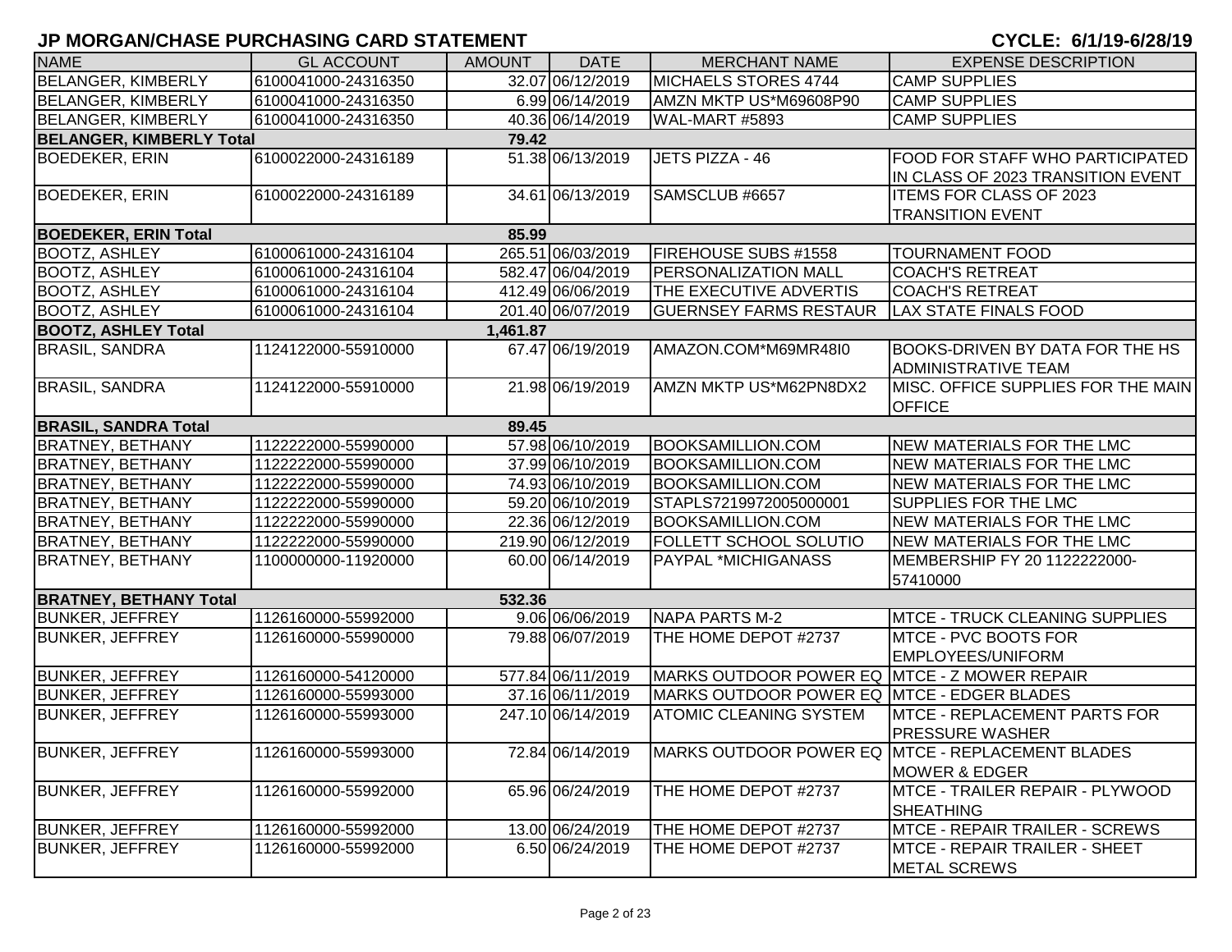# JP MORGAN/CHASE PURCHASING CARD STATEMENT

**CYCLE: 6/1/19-6/28/19**

| NAME | GL ACCOUNT | AMOUNT | DATE | MERCHANT NAME | EXPENSE DESCRIPTION |
|---|---|---|---|---|---|
| BELANGER, KIMBERLY | 6100041000-24316350 | 32.07 | 06/12/2019 | MICHAELS STORES 4744 | CAMP SUPPLIES |
| BELANGER, KIMBERLY | 6100041000-24316350 | 6.99 | 06/14/2019 | AMZN MKTP US*M69608P90 | CAMP SUPPLIES |
| BELANGER, KIMBERLY | 6100041000-24316350 | 40.36 | 06/14/2019 | WAL-MART #5893 | CAMP SUPPLIES |
| **BELANGER, KIMBERLY Total** | | **79.42** | | | |
| BOEDEKER, ERIN | 6100022000-24316189 | 51.38 | 06/13/2019 | JETS PIZZA - 46 | FOOD FOR STAFF WHO PARTICIPATED IN CLASS OF 2023 TRANSITION EVENT |
| BOEDEKER, ERIN | 6100022000-24316189 | 34.61 | 06/13/2019 | SAMSCLUB #6657 | ITEMS FOR CLASS OF 2023 TRANSITION EVENT |
| **BOEDEKER, ERIN Total** | | **85.99** | | | |
| BOOTZ, ASHLEY | 6100061000-24316104 | 265.51 | 06/03/2019 | FIREHOUSE SUBS #1558 | TOURNAMENT FOOD |
| BOOTZ, ASHLEY | 6100061000-24316104 | 582.47 | 06/04/2019 | PERSONALIZATION MALL | COACH'S RETREAT |
| BOOTZ, ASHLEY | 6100061000-24316104 | 412.49 | 06/06/2019 | THE EXECUTIVE ADVERTIS | COACH'S RETREAT |
| BOOTZ, ASHLEY | 6100061000-24316104 | 201.40 | 06/07/2019 | GUERNSEY FARMS RESTAUR | LAX STATE FINALS FOOD |
| **BOOTZ, ASHLEY Total** | | **1,461.87** | | | |
| BRASIL, SANDRA | 1124122000-55910000 | 67.47 | 06/19/2019 | AMAZON.COM*M69MR48I0 | BOOKS-DRIVEN BY DATA FOR THE HS ADMINISTRATIVE TEAM |
| BRASIL, SANDRA | 1124122000-55910000 | 21.98 | 06/19/2019 | AMZN MKTP US*M62PN8DX2 | MISC. OFFICE SUPPLIES FOR THE MAIN OFFICE |
| **BRASIL, SANDRA Total** | | **89.45** | | | |
| BRATNEY, BETHANY | 1122222000-55990000 | 57.98 | 06/10/2019 | BOOKSAMILLION.COM | NEW MATERIALS FOR THE LMC |
| BRATNEY, BETHANY | 1122222000-55990000 | 37.99 | 06/10/2019 | BOOKSAMILLION.COM | NEW MATERIALS FOR THE LMC |
| BRATNEY, BETHANY | 1122222000-55990000 | 74.93 | 06/10/2019 | BOOKSAMILLION.COM | NEW MATERIALS FOR THE LMC |
| BRATNEY, BETHANY | 1122222000-55990000 | 59.20 | 06/10/2019 | STAPLS7219972005000001 | SUPPLIES FOR THE LMC |
| BRATNEY, BETHANY | 1122222000-55990000 | 22.36 | 06/12/2019 | BOOKSAMILLION.COM | NEW MATERIALS FOR THE LMC |
| BRATNEY, BETHANY | 1122222000-55990000 | 219.90 | 06/12/2019 | FOLLETT SCHOOL SOLUTIO | NEW MATERIALS FOR THE LMC |
| BRATNEY, BETHANY | 1100000000-11920000 | 60.00 | 06/14/2019 | PAYPAL *MICHIGANASS | MEMBERSHIP FY 20 1122222000-57410000 |
| **BRATNEY, BETHANY Total** | | **532.36** | | | |
| BUNKER, JEFFREY | 1126160000-55992000 | 9.06 | 06/06/2019 | NAPA PARTS M-2 | MTCE - TRUCK CLEANING SUPPLIES |
| BUNKER, JEFFREY | 1126160000-55990000 | 79.88 | 06/07/2019 | THE HOME DEPOT #2737 | MTCE - PVC BOOTS FOR EMPLOYEES/UNIFORM |
| BUNKER, JEFFREY | 1126160000-54120000 | 577.84 | 06/11/2019 | MARKS OUTDOOR POWER EQ | MTCE - Z MOWER REPAIR |
| BUNKER, JEFFREY | 1126160000-55993000 | 37.16 | 06/11/2019 | MARKS OUTDOOR POWER EQ | MTCE - EDGER BLADES |
| BUNKER, JEFFREY | 1126160000-55993000 | 247.10 | 06/14/2019 | ATOMIC CLEANING SYSTEM | MTCE - REPLACEMENT PARTS FOR PRESSURE WASHER |
| BUNKER, JEFFREY | 1126160000-55993000 | 72.84 | 06/14/2019 | MARKS OUTDOOR POWER EQ | MTCE - REPLACEMENT BLADES MOWER & EDGER |
| BUNKER, JEFFREY | 1126160000-55992000 | 65.96 | 06/24/2019 | THE HOME DEPOT #2737 | MTCE - TRAILER REPAIR - PLYWOOD SHEATHING |
| BUNKER, JEFFREY | 1126160000-55992000 | 13.00 | 06/24/2019 | THE HOME DEPOT #2737 | MTCE - REPAIR TRAILER - SCREWS |
| BUNKER, JEFFREY | 1126160000-55992000 | 6.50 | 06/24/2019 | THE HOME DEPOT #2737 | MTCE - REPAIR TRAILER - SHEET METAL SCREWS |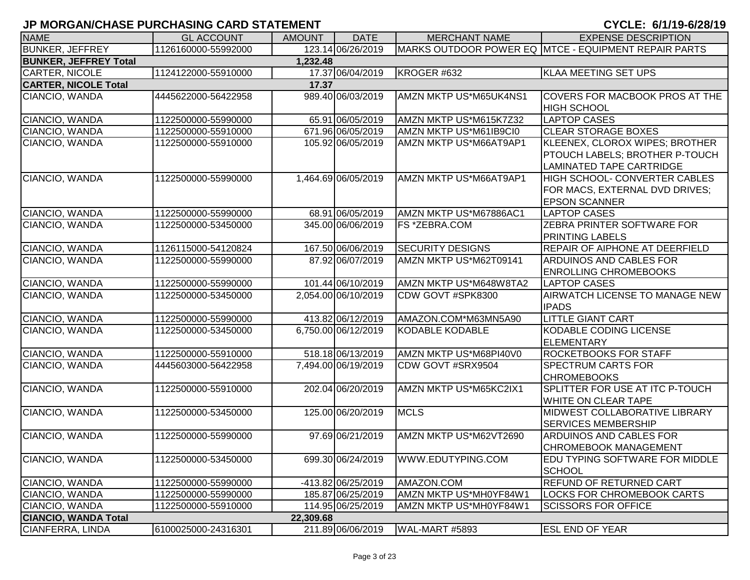# JP MORGAN/CHASE PURCHASING CARD STATEMENT

**CYCLE: 6/1/19-6/28/19**

| NAME | GL ACCOUNT | AMOUNT | DATE | MERCHANT NAME | EXPENSE DESCRIPTION |
|---|---|---|---|---|---|
| BUNKER, JEFFREY | 1126160000-55992000 | 123.14 | 06/26/2019 | MARKS OUTDOOR POWER EQ | MTCE - EQUIPMENT REPAIR PARTS |
| **BUNKER, JEFFREY Total** | | **1,232.48** | | | |
| CARTER, NICOLE | 1124122000-55910000 | 17.37 | 06/04/2019 | KROGER #632 | KLAA MEETING SET UPS |
| **CARTER, NICOLE Total** | | **17.37** | | | |
| CIANCIO, WANDA | 4445622000-56422958 | 989.40 | 06/03/2019 | AMZN MKTP US*M65UK4NS1 | COVERS FOR MACBOOK PROS AT THE HIGH SCHOOL |
| CIANCIO, WANDA | 1122500000-55990000 | 65.91 | 06/05/2019 | AMZN MKTP US*M615K7Z32 | LAPTOP CASES |
| CIANCIO, WANDA | 1122500000-55910000 | 671.96 | 06/05/2019 | AMZN MKTP US*M61IB9CI0 | CLEAR STORAGE BOXES |
| CIANCIO, WANDA | 1122500000-55910000 | 105.92 | 06/05/2019 | AMZN MKTP US*M66AT9AP1 | KLEENEX, CLOROX WIPES; BROTHER PTOUCH LABELS; BROTHER P-TOUCH LAMINATED TAPE CARTRIDGE |
| CIANCIO, WANDA | 1122500000-55990000 | 1,464.69 | 06/05/2019 | AMZN MKTP US*M66AT9AP1 | HIGH SCHOOL- CONVERTER CABLES FOR MACS, EXTERNAL DVD DRIVES; EPSON SCANNER |
| CIANCIO, WANDA | 1122500000-55990000 | 68.91 | 06/05/2019 | AMZN MKTP US*M67886AC1 | LAPTOP CASES |
| CIANCIO, WANDA | 1122500000-53450000 | 345.00 | 06/06/2019 | FS *ZEBRA.COM | ZEBRA PRINTER SOFTWARE FOR PRINTING LABELS |
| CIANCIO, WANDA | 1126115000-54120824 | 167.50 | 06/06/2019 | SECURITY DESIGNS | REPAIR OF AIPHONE AT DEERFIELD |
| CIANCIO, WANDA | 1122500000-55990000 | 87.92 | 06/07/2019 | AMZN MKTP US*M62T09141 | ARDUINOS AND CABLES FOR ENROLLING CHROMEBOOKS |
| CIANCIO, WANDA | 1122500000-55990000 | 101.44 | 06/10/2019 | AMZN MKTP US*M648W8TA2 | LAPTOP CASES |
| CIANCIO, WANDA | 1122500000-53450000 | 2,054.00 | 06/10/2019 | CDW GOVT #SPK8300 | AIRWATCH LICENSE TO MANAGE NEW IPADS |
| CIANCIO, WANDA | 1122500000-55990000 | 413.82 | 06/12/2019 | AMAZON.COM*M63MN5A90 | LITTLE GIANT CART |
| CIANCIO, WANDA | 1122500000-53450000 | 6,750.00 | 06/12/2019 | KODABLE KODABLE | KODABLE CODING LICENSE ELEMENTARY |
| CIANCIO, WANDA | 1122500000-55910000 | 518.18 | 06/13/2019 | AMZN MKTP US*M68PI40V0 | ROCKETBOOKS FOR STAFF |
| CIANCIO, WANDA | 4445603000-56422958 | 7,494.00 | 06/19/2019 | CDW GOVT #SRX9504 | SPECTRUM CARTS FOR CHROMEBOOKS |
| CIANCIO, WANDA | 1122500000-55910000 | 202.04 | 06/20/2019 | AMZN MKTP US*M65KC2IX1 | SPLITTER FOR USE AT ITC P-TOUCH WHITE ON CLEAR TAPE |
| CIANCIO, WANDA | 1122500000-53450000 | 125.00 | 06/20/2019 | MCLS | MIDWEST COLLABORATIVE LIBRARY SERVICES MEMBERSHIP |
| CIANCIO, WANDA | 1122500000-55990000 | 97.69 | 06/21/2019 | AMZN MKTP US*M62VT2690 | ARDUINOS AND CABLES FOR CHROMEBOOK MANAGEMENT |
| CIANCIO, WANDA | 1122500000-53450000 | 699.30 | 06/24/2019 | WWW.EDUTYPING.COM | EDU TYPING SOFTWARE FOR MIDDLE SCHOOL |
| CIANCIO, WANDA | 1122500000-55990000 | -413.82 | 06/25/2019 | AMAZON.COM | REFUND OF RETURNED CART |
| CIANCIO, WANDA | 1122500000-55990000 | 185.87 | 06/25/2019 | AMZN MKTP US*MH0YF84W1 | LOCKS FOR CHROMEBOOK CARTS |
| CIANCIO, WANDA | 1122500000-55910000 | 114.95 | 06/25/2019 | AMZN MKTP US*MH0YF84W1 | SCISSORS FOR OFFICE |
| **CIANCIO, WANDA Total** | | **22,309.68** | | | |
| CIANFERRA, LINDA | 6100025000-24316301 | 211.89 | 06/06/2019 | WAL-MART #5893 | ESL END OF YEAR |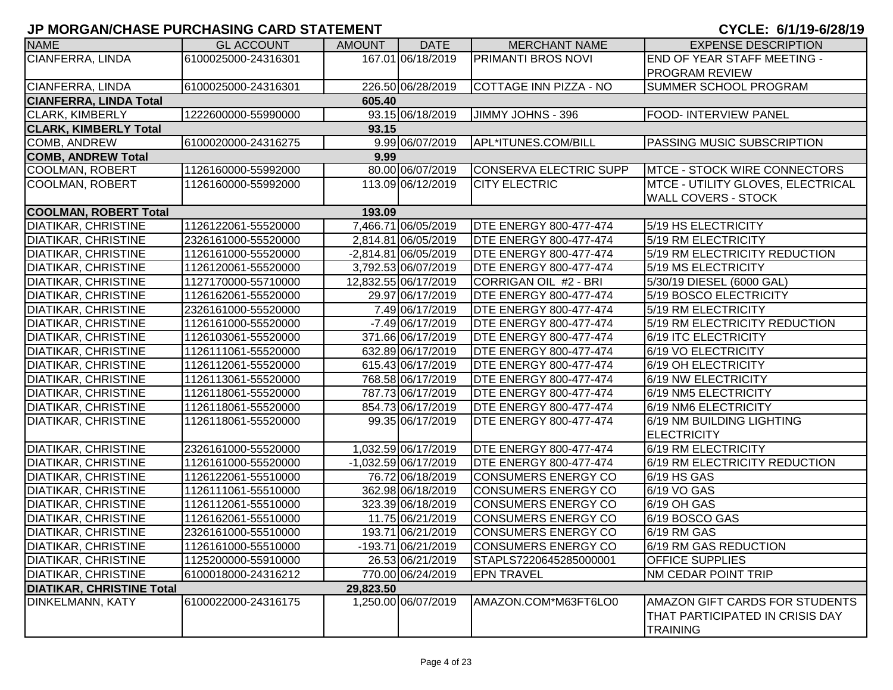## JP MORGAN/CHASE PURCHASING CARD STATEMENT

**CYCLE: 6/1/19-6/28/19**

| NAME | GL ACCOUNT | AMOUNT | DATE | MERCHANT NAME | EXPENSE DESCRIPTION |
|---|---|---|---|---|---|
| CIANFERRA, LINDA | 6100025000-24316301 | 167.01 | 06/18/2019 | PRIMANTI BROS NOVI | END OF YEAR STAFF MEETING - PROGRAM REVIEW |
| CIANFERRA, LINDA | 6100025000-24316301 | 226.50 | 06/28/2019 | COTTAGE INN PIZZA - NO | SUMMER SCHOOL PROGRAM |
| **CIANFERRA, LINDA Total** | | **605.40** | | | |
| CLARK, KIMBERLY | 1222600000-55990000 | 93.15 | 06/18/2019 | JIMMY JOHNS - 396 | FOOD- INTERVIEW PANEL |
| **CLARK, KIMBERLY Total** | | **93.15** | | | |
| COMB, ANDREW | 6100020000-24316275 | 9.99 | 06/07/2019 | APL*ITUNES.COM/BILL | PASSING MUSIC SUBSCRIPTION |
| **COMB, ANDREW Total** | | **9.99** | | | |
| COOLMAN, ROBERT | 1126160000-55992000 | 80.00 | 06/07/2019 | CONSERVA ELECTRIC SUPP | MTCE - STOCK WIRE CONNECTORS |
| COOLMAN, ROBERT | 1126160000-55992000 | 113.09 | 06/12/2019 | CITY ELECTRIC | MTCE - UTILITY GLOVES, ELECTRICAL WALL COVERS - STOCK |
| **COOLMAN, ROBERT Total** | | **193.09** | | | |
| DIATIKAR, CHRISTINE | 1126122061-55520000 | 7,466.71 | 06/05/2019 | DTE ENERGY 800-477-474 | 5/19 HS ELECTRICITY |
| DIATIKAR, CHRISTINE | 2326161000-55520000 | 2,814.81 | 06/05/2019 | DTE ENERGY 800-477-474 | 5/19 RM ELECTRICITY |
| DIATIKAR, CHRISTINE | 1126161000-55520000 | -2,814.81 | 06/05/2019 | DTE ENERGY 800-477-474 | 5/19 RM ELECTRICITY REDUCTION |
| DIATIKAR, CHRISTINE | 1126120061-55520000 | 3,792.53 | 06/07/2019 | DTE ENERGY 800-477-474 | 5/19 MS ELECTRICITY |
| DIATIKAR, CHRISTINE | 1127170000-55710000 | 12,832.55 | 06/17/2019 | CORRIGAN OIL #2 - BRI | 5/30/19 DIESEL (6000 GAL) |
| DIATIKAR, CHRISTINE | 1126162061-55520000 | 29.97 | 06/17/2019 | DTE ENERGY 800-477-474 | 5/19 BOSCO ELECTRICITY |
| DIATIKAR, CHRISTINE | 2326161000-55520000 | 7.49 | 06/17/2019 | DTE ENERGY 800-477-474 | 5/19 RM ELECTRICITY |
| DIATIKAR, CHRISTINE | 1126161000-55520000 | -7.49 | 06/17/2019 | DTE ENERGY 800-477-474 | 5/19 RM ELECTRICITY REDUCTION |
| DIATIKAR, CHRISTINE | 1126103061-55520000 | 371.66 | 06/17/2019 | DTE ENERGY 800-477-474 | 6/19 ITC ELECTRICITY |
| DIATIKAR, CHRISTINE | 1126111061-55520000 | 632.89 | 06/17/2019 | DTE ENERGY 800-477-474 | 6/19 VO ELECTRICITY |
| DIATIKAR, CHRISTINE | 1126112061-55520000 | 615.43 | 06/17/2019 | DTE ENERGY 800-477-474 | 6/19 OH ELECTRICITY |
| DIATIKAR, CHRISTINE | 1126113061-55520000 | 768.58 | 06/17/2019 | DTE ENERGY 800-477-474 | 6/19 NW ELECTRICITY |
| DIATIKAR, CHRISTINE | 1126118061-55520000 | 787.73 | 06/17/2019 | DTE ENERGY 800-477-474 | 6/19 NM5 ELECTRICITY |
| DIATIKAR, CHRISTINE | 1126118061-55520000 | 854.73 | 06/17/2019 | DTE ENERGY 800-477-474 | 6/19 NM6 ELECTRICITY |
| DIATIKAR, CHRISTINE | 1126118061-55520000 | 99.35 | 06/17/2019 | DTE ENERGY 800-477-474 | 6/19 NM BUILDING LIGHTING ELECTRICITY |
| DIATIKAR, CHRISTINE | 2326161000-55520000 | 1,032.59 | 06/17/2019 | DTE ENERGY 800-477-474 | 6/19 RM ELECTRICITY |
| DIATIKAR, CHRISTINE | 1126161000-55520000 | -1,032.59 | 06/17/2019 | DTE ENERGY 800-477-474 | 6/19 RM ELECTRICITY REDUCTION |
| DIATIKAR, CHRISTINE | 1126122061-55510000 | 76.72 | 06/18/2019 | CONSUMERS ENERGY CO | 6/19 HS GAS |
| DIATIKAR, CHRISTINE | 1126111061-55510000 | 362.98 | 06/18/2019 | CONSUMERS ENERGY CO | 6/19 VO GAS |
| DIATIKAR, CHRISTINE | 1126112061-55510000 | 323.39 | 06/18/2019 | CONSUMERS ENERGY CO | 6/19 OH GAS |
| DIATIKAR, CHRISTINE | 1126162061-55510000 | 11.75 | 06/21/2019 | CONSUMERS ENERGY CO | 6/19 BOSCO GAS |
| DIATIKAR, CHRISTINE | 2326161000-55510000 | 193.71 | 06/21/2019 | CONSUMERS ENERGY CO | 6/19 RM GAS |
| DIATIKAR, CHRISTINE | 1126161000-55510000 | -193.71 | 06/21/2019 | CONSUMERS ENERGY CO | 6/19 RM GAS REDUCTION |
| DIATIKAR, CHRISTINE | 1125200000-55910000 | 26.53 | 06/21/2019 | STAPLS7220645285000001 | OFFICE SUPPLIES |
| DIATIKAR, CHRISTINE | 6100018000-24316212 | 770.00 | 06/24/2019 | EPN TRAVEL | NM CEDAR POINT TRIP |
| **DIATIKAR, CHRISTINE Total** | | **29,823.50** | | | |
| DINKELMANN, KATY | 6100022000-24316175 | 1,250.00 | 06/07/2019 | AMAZON.COM*M63FT6LO0 | AMAZON GIFT CARDS FOR STUDENTS THAT PARTICIPATED IN CRISIS DAY TRAINING |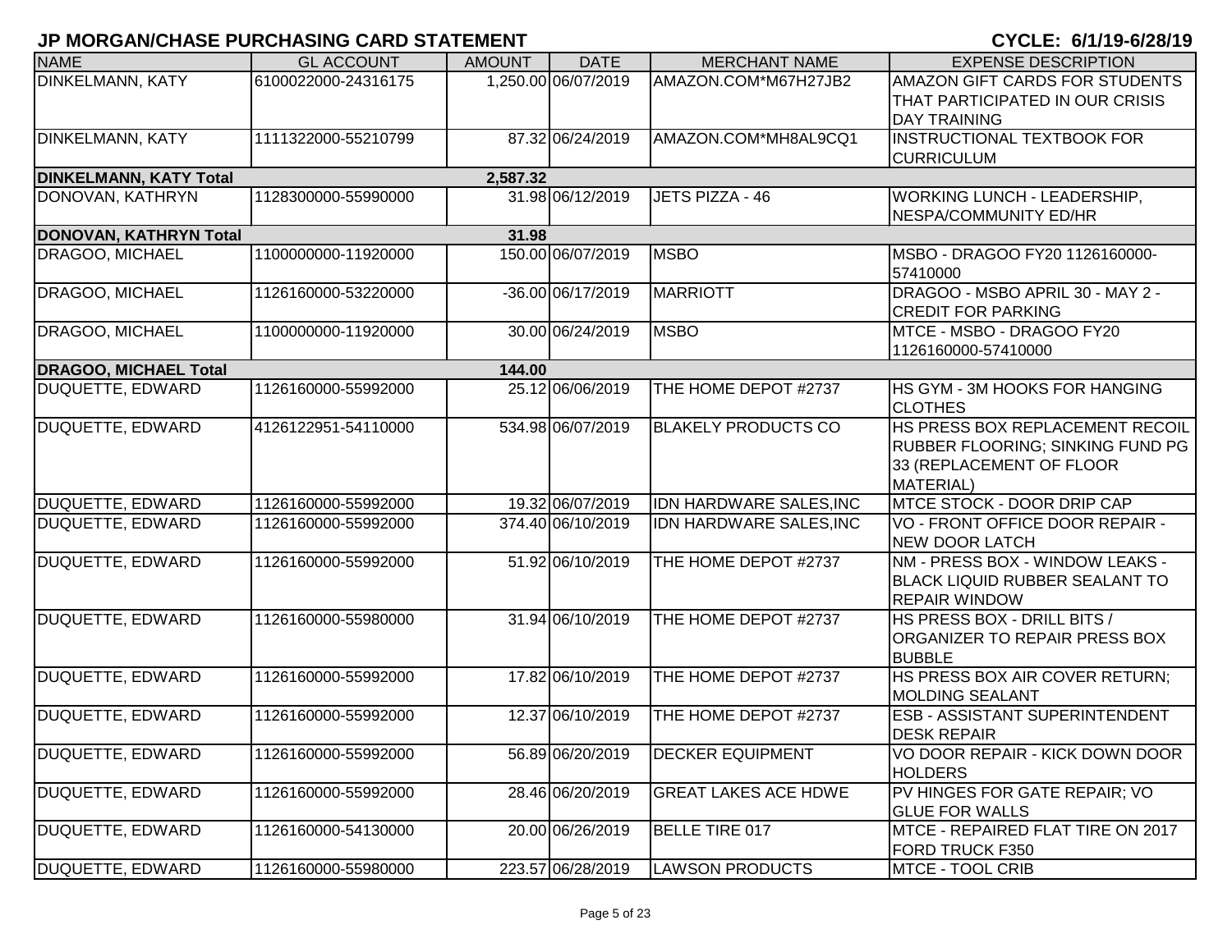# JP MORGAN/CHASE PURCHASING CARD STATEMENT

**CYCLE: 6/1/19-6/28/19**

| NAME | GL ACCOUNT | AMOUNT | DATE | MERCHANT NAME | EXPENSE DESCRIPTION |
|---|---|---|---|---|---|
| DINKELMANN, KATY | 6100022000-24316175 | 1,250.00 | 06/07/2019 | AMAZON.COM*M67H27JB2 | AMAZON GIFT CARDS FOR STUDENTS THAT PARTICIPATED IN OUR CRISIS DAY TRAINING |
| DINKELMANN, KATY | 1111322000-55210799 | 87.32 | 06/24/2019 | AMAZON.COM*MH8AL9CQ1 | INSTRUCTIONAL TEXTBOOK FOR CURRICULUM |
| **DINKELMANN, KATY Total** | | **2,587.32** | | | |
| DONOVAN, KATHRYN | 1128300000-55990000 | 31.98 | 06/12/2019 | JETS PIZZA - 46 | WORKING LUNCH - LEADERSHIP, NESPA/COMMUNITY ED/HR |
| **DONOVAN, KATHRYN Total** | | **31.98** | | | |
| DRAGOO, MICHAEL | 1100000000-11920000 | 150.00 | 06/07/2019 | MSBO | MSBO - DRAGOO FY20 1126160000-57410000 |
| DRAGOO, MICHAEL | 1126160000-53220000 | -36.00 | 06/17/2019 | MARRIOTT | DRAGOO - MSBO APRIL 30 - MAY 2 - CREDIT FOR PARKING |
| DRAGOO, MICHAEL | 1100000000-11920000 | 30.00 | 06/24/2019 | MSBO | MTCE - MSBO - DRAGOO FY20 1126160000-57410000 |
| **DRAGOO, MICHAEL Total** | | **144.00** | | | |
| DUQUETTE, EDWARD | 1126160000-55992000 | 25.12 | 06/06/2019 | THE HOME DEPOT #2737 | HS GYM - 3M HOOKS FOR HANGING CLOTHES |
| DUQUETTE, EDWARD | 4126122951-54110000 | 534.98 | 06/07/2019 | BLAKELY PRODUCTS CO | HS PRESS BOX REPLACEMENT RECOIL RUBBER FLOORING; SINKING FUND PG 33 (REPLACEMENT OF FLOOR MATERIAL) |
| DUQUETTE, EDWARD | 1126160000-55992000 | 19.32 | 06/07/2019 | IDN HARDWARE SALES,INC | MTCE STOCK - DOOR DRIP CAP |
| DUQUETTE, EDWARD | 1126160000-55992000 | 374.40 | 06/10/2019 | IDN HARDWARE SALES,INC | VO - FRONT OFFICE DOOR REPAIR - NEW DOOR LATCH |
| DUQUETTE, EDWARD | 1126160000-55992000 | 51.92 | 06/10/2019 | THE HOME DEPOT #2737 | NM - PRESS BOX - WINDOW LEAKS - BLACK LIQUID RUBBER SEALANT TO REPAIR WINDOW |
| DUQUETTE, EDWARD | 1126160000-55980000 | 31.94 | 06/10/2019 | THE HOME DEPOT #2737 | HS PRESS BOX - DRILL BITS / ORGANIZER TO REPAIR PRESS BOX BUBBLE |
| DUQUETTE, EDWARD | 1126160000-55992000 | 17.82 | 06/10/2019 | THE HOME DEPOT #2737 | HS PRESS BOX AIR COVER RETURN; MOLDING SEALANT |
| DUQUETTE, EDWARD | 1126160000-55992000 | 12.37 | 06/10/2019 | THE HOME DEPOT #2737 | ESB - ASSISTANT SUPERINTENDENT DESK REPAIR |
| DUQUETTE, EDWARD | 1126160000-55992000 | 56.89 | 06/20/2019 | DECKER EQUIPMENT | VO DOOR REPAIR - KICK DOWN DOOR HOLDERS |
| DUQUETTE, EDWARD | 1126160000-55992000 | 28.46 | 06/20/2019 | GREAT LAKES ACE HDWE | PV HINGES FOR GATE REPAIR; VO GLUE FOR WALLS |
| DUQUETTE, EDWARD | 1126160000-54130000 | 20.00 | 06/26/2019 | BELLE TIRE 017 | MTCE - REPAIRED FLAT TIRE ON 2017 FORD TRUCK F350 |
| DUQUETTE, EDWARD | 1126160000-55980000 | 223.57 | 06/28/2019 | LAWSON PRODUCTS | MTCE - TOOL CRIB |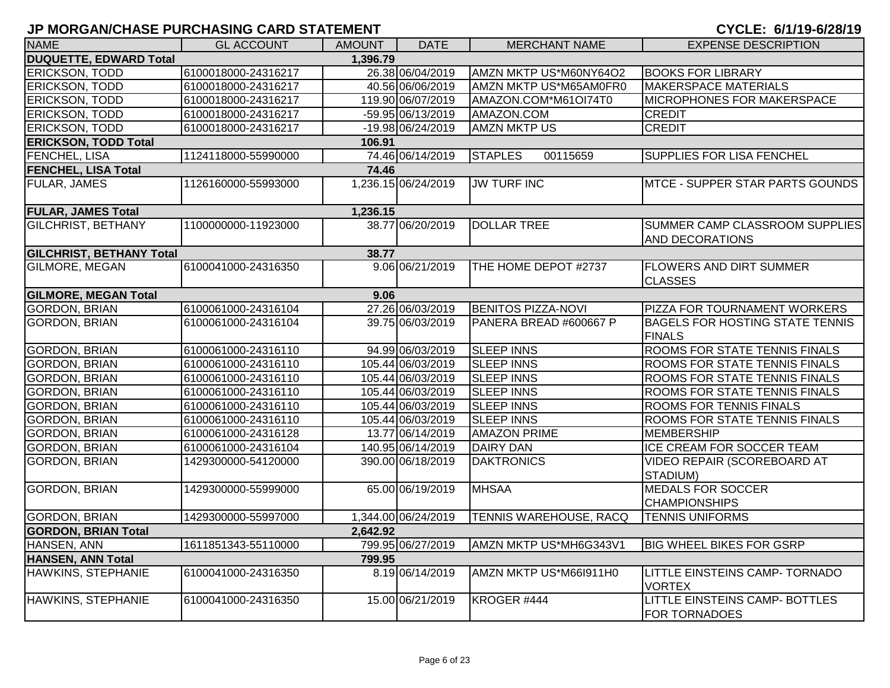## JP MORGAN/CHASE PURCHASING CARD STATEMENT

**CYCLE: 6/1/19-6/28/19**

| NAME | GL ACCOUNT | AMOUNT | DATE | MERCHANT NAME | EXPENSE DESCRIPTION |
|---|---|---|---|---|---|
| **DUQUETTE, EDWARD Total** | | **1,396.79** | | | |
| ERICKSON, TODD | 6100018000-24316217 | 26.38 | 06/04/2019 | AMZN MKTP US*M60NY64O2 | BOOKS FOR LIBRARY |
| ERICKSON, TODD | 6100018000-24316217 | 40.56 | 06/06/2019 | AMZN MKTP US*M65AM0FR0 | MAKERSPACE MATERIALS |
| ERICKSON, TODD | 6100018000-24316217 | 119.90 | 06/07/2019 | AMAZON.COM*M61OI74T0 | MICROPHONES FOR MAKERSPACE |
| ERICKSON, TODD | 6100018000-24316217 | -59.95 | 06/13/2019 | AMAZON.COM | CREDIT |
| ERICKSON, TODD | 6100018000-24316217 | -19.98 | 06/24/2019 | AMZN MKTP US | CREDIT |
| **ERICKSON, TODD Total** | | **106.91** | | | |
| FENCHEL, LISA | 1124118000-55990000 | 74.46 | 06/14/2019 | STAPLES 00115659 | SUPPLIES FOR LISA FENCHEL |
| **FENCHEL, LISA Total** | | **74.46** | | | |
| FULAR, JAMES | 1126160000-55993000 | 1,236.15 | 06/24/2019 | JW TURF INC | MTCE - SUPPER STAR PARTS GOUNDS |
| **FULAR, JAMES Total** | | **1,236.15** | | | |
| GILCHRIST, BETHANY | 1100000000-11923000 | 38.77 | 06/20/2019 | DOLLAR TREE | SUMMER CAMP CLASSROOM SUPPLIES AND DECORATIONS |
| **GILCHRIST, BETHANY Total** | | **38.77** | | | |
| GILMORE, MEGAN | 6100041000-24316350 | 9.06 | 06/21/2019 | THE HOME DEPOT #2737 | FLOWERS AND DIRT SUMMER CLASSES |
| **GILMORE, MEGAN Total** | | **9.06** | | | |
| GORDON, BRIAN | 6100061000-24316104 | 27.26 | 06/03/2019 | BENITOS PIZZA-NOVI | PIZZA FOR TOURNAMENT WORKERS |
| GORDON, BRIAN | 6100061000-24316104 | 39.75 | 06/03/2019 | PANERA BREAD #600667 P | BAGELS FOR HOSTING STATE TENNIS FINALS |
| GORDON, BRIAN | 6100061000-24316110 | 94.99 | 06/03/2019 | SLEEP INNS | ROOMS FOR STATE TENNIS FINALS |
| GORDON, BRIAN | 6100061000-24316110 | 105.44 | 06/03/2019 | SLEEP INNS | ROOMS FOR STATE TENNIS FINALS |
| GORDON, BRIAN | 6100061000-24316110 | 105.44 | 06/03/2019 | SLEEP INNS | ROOMS FOR STATE TENNIS FINALS |
| GORDON, BRIAN | 6100061000-24316110 | 105.44 | 06/03/2019 | SLEEP INNS | ROOMS FOR STATE TENNIS FINALS |
| GORDON, BRIAN | 6100061000-24316110 | 105.44 | 06/03/2019 | SLEEP INNS | ROOMS FOR TENNIS FINALS |
| GORDON, BRIAN | 6100061000-24316110 | 105.44 | 06/03/2019 | SLEEP INNS | ROOMS FOR STATE TENNIS FINALS |
| GORDON, BRIAN | 6100061000-24316128 | 13.77 | 06/14/2019 | AMAZON PRIME | MEMBERSHIP |
| GORDON, BRIAN | 6100061000-24316104 | 140.95 | 06/14/2019 | DAIRY DAN | ICE CREAM FOR SOCCER TEAM |
| GORDON, BRIAN | 1429300000-54120000 | 390.00 | 06/18/2019 | DAKTRONICS | VIDEO REPAIR (SCOREBOARD AT STADIUM) |
| GORDON, BRIAN | 1429300000-55999000 | 65.00 | 06/19/2019 | MHSAA | MEDALS FOR SOCCER CHAMPIONSHIPS |
| GORDON, BRIAN | 1429300000-55997000 | 1,344.00 | 06/24/2019 | TENNIS WAREHOUSE, RACQ | TENNIS UNIFORMS |
| **GORDON, BRIAN Total** | | **2,642.92** | | | |
| HANSEN, ANN | 1611851343-55110000 | 799.95 | 06/27/2019 | AMZN MKTP US*MH6G343V1 | BIG WHEEL BIKES FOR GSRP |
| **HANSEN, ANN Total** | | **799.95** | | | |
| HAWKINS, STEPHANIE | 6100041000-24316350 | 8.19 | 06/14/2019 | AMZN MKTP US*M66I911H0 | LITTLE EINSTEINS CAMP- TORNADO VORTEX |
| HAWKINS, STEPHANIE | 6100041000-24316350 | 15.00 | 06/21/2019 | KROGER #444 | LITTLE EINSTEINS CAMP- BOTTLES FOR TORNADOES |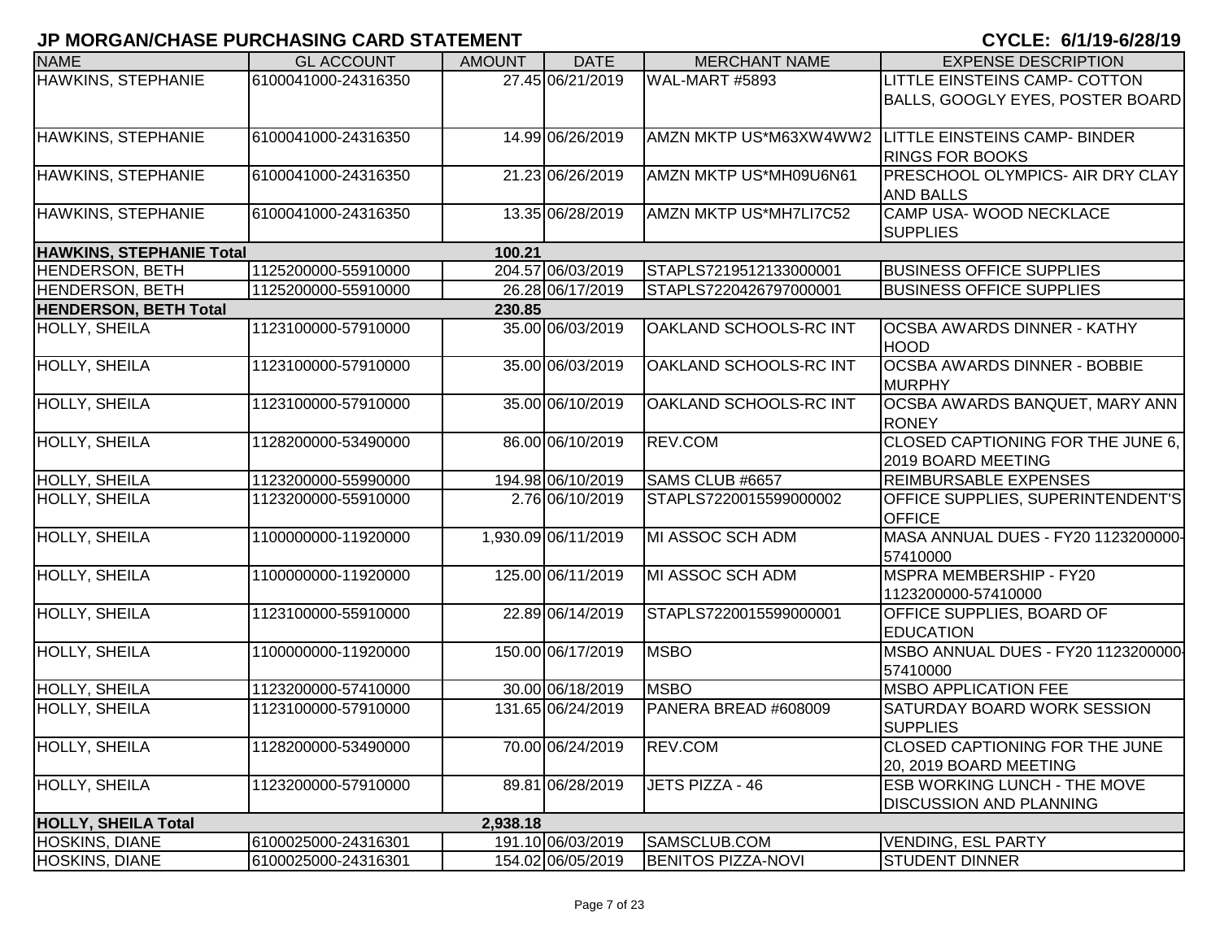# JP MORGAN/CHASE PURCHASING CARD STATEMENT

**CYCLE: 6/1/19-6/28/19**

| NAME | GL ACCOUNT | AMOUNT | DATE | MERCHANT NAME | EXPENSE DESCRIPTION |
|---|---|---|---|---|---|
| HAWKINS, STEPHANIE | 6100041000-24316350 | 27.45 | 06/21/2019 | WAL-MART #5893 | LITTLE EINSTEINS CAMP- COTTON BALLS, GOOGLY EYES, POSTER BOARD |
| HAWKINS, STEPHANIE | 6100041000-24316350 | 14.99 | 06/26/2019 | AMZN MKTP US*M63XW4WW2 | LITTLE EINSTEINS CAMP- BINDER RINGS FOR BOOKS |
| HAWKINS, STEPHANIE | 6100041000-24316350 | 21.23 | 06/26/2019 | AMZN MKTP US*MH09U6N61 | PRESCHOOL OLYMPICS- AIR DRY CLAY AND BALLS |
| HAWKINS, STEPHANIE | 6100041000-24316350 | 13.35 | 06/28/2019 | AMZN MKTP US*MH7LI7C52 | CAMP USA- WOOD NECKLACE SUPPLIES |
| **HAWKINS, STEPHANIE Total** | | **100.21** | | | |
| HENDERSON, BETH | 1125200000-55910000 | 204.57 | 06/03/2019 | STAPLS7219512133000001 | BUSINESS OFFICE SUPPLIES |
| HENDERSON, BETH | 1125200000-55910000 | 26.28 | 06/17/2019 | STAPLS7220426797000001 | BUSINESS OFFICE SUPPLIES |
| **HENDERSON, BETH Total** | | **230.85** | | | |
| HOLLY, SHEILA | 1123100000-57910000 | 35.00 | 06/03/2019 | OAKLAND SCHOOLS-RC INT | OCSBA AWARDS DINNER - KATHY HOOD |
| HOLLY, SHEILA | 1123100000-57910000 | 35.00 | 06/03/2019 | OAKLAND SCHOOLS-RC INT | OCSBA AWARDS DINNER - BOBBIE MURPHY |
| HOLLY, SHEILA | 1123100000-57910000 | 35.00 | 06/10/2019 | OAKLAND SCHOOLS-RC INT | OCSBA AWARDS BANQUET, MARY ANN RONEY |
| HOLLY, SHEILA | 1128200000-53490000 | 86.00 | 06/10/2019 | REV.COM | CLOSED CAPTIONING FOR THE JUNE 6, 2019 BOARD MEETING |
| HOLLY, SHEILA | 1123200000-55990000 | 194.98 | 06/10/2019 | SAMS CLUB #6657 | REIMBURSABLE EXPENSES |
| HOLLY, SHEILA | 1123200000-55910000 | 2.76 | 06/10/2019 | STAPLS7220015599000002 | OFFICE SUPPLIES, SUPERINTENDENT'S OFFICE |
| HOLLY, SHEILA | 1100000000-11920000 | 1,930.09 | 06/11/2019 | MI ASSOC SCH ADM | MASA ANNUAL DUES - FY20 1123200000-57410000 |
| HOLLY, SHEILA | 1100000000-11920000 | 125.00 | 06/11/2019 | MI ASSOC SCH ADM | MSPRA MEMBERSHIP - FY20 1123200000-57410000 |
| HOLLY, SHEILA | 1123100000-55910000 | 22.89 | 06/14/2019 | STAPLS7220015599000001 | OFFICE SUPPLIES, BOARD OF EDUCATION |
| HOLLY, SHEILA | 1100000000-11920000 | 150.00 | 06/17/2019 | MSBO | MSBO ANNUAL DUES - FY20 1123200000-57410000 |
| HOLLY, SHEILA | 1123200000-57410000 | 30.00 | 06/18/2019 | MSBO | MSBO APPLICATION FEE |
| HOLLY, SHEILA | 1123100000-57910000 | 131.65 | 06/24/2019 | PANERA BREAD #608009 | SATURDAY BOARD WORK SESSION SUPPLIES |
| HOLLY, SHEILA | 1128200000-53490000 | 70.00 | 06/24/2019 | REV.COM | CLOSED CAPTIONING FOR THE JUNE 20, 2019 BOARD MEETING |
| HOLLY, SHEILA | 1123200000-57910000 | 89.81 | 06/28/2019 | JETS PIZZA - 46 | ESB WORKING LUNCH - THE MOVE DISCUSSION AND PLANNING |
| **HOLLY, SHEILA Total** | | **2,938.18** | | | |
| HOSKINS, DIANE | 6100025000-24316301 | 191.10 | 06/03/2019 | SAMSCLUB.COM | VENDING, ESL PARTY |
| HOSKINS, DIANE | 6100025000-24316301 | 154.02 | 06/05/2019 | BENITOS PIZZA-NOVI | STUDENT DINNER |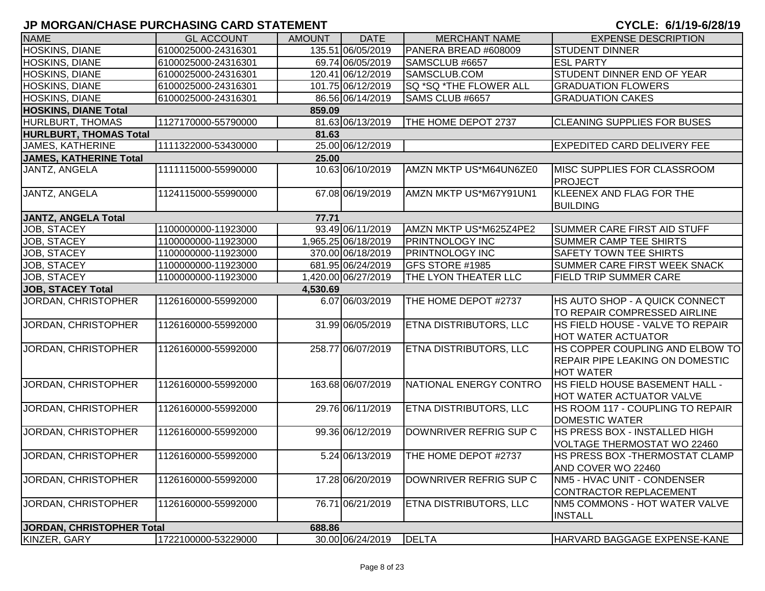# JP MORGAN/CHASE PURCHASING CARD STATEMENT

**CYCLE: 6/1/19-6/28/19**

| NAME | GL ACCOUNT | AMOUNT | DATE | MERCHANT NAME | EXPENSE DESCRIPTION |
|---|---|---|---|---|---|
| HOSKINS, DIANE | 6100025000-24316301 | 135.51 | 06/05/2019 | PANERA BREAD #608009 | STUDENT DINNER |
| HOSKINS, DIANE | 6100025000-24316301 | 69.74 | 06/05/2019 | SAMSCLUB #6657 | ESL PARTY |
| HOSKINS, DIANE | 6100025000-24316301 | 120.41 | 06/12/2019 | SAMSCLUB.COM | STUDENT DINNER END OF YEAR |
| HOSKINS, DIANE | 6100025000-24316301 | 101.75 | 06/12/2019 | SQ *SQ *THE FLOWER ALL | GRADUATION FLOWERS |
| HOSKINS, DIANE | 6100025000-24316301 | 86.56 | 06/14/2019 | SAMS CLUB #6657 | GRADUATION CAKES |
| **HOSKINS, DIANE Total** | | **859.09** | | | |
| HURLBURT, THOMAS | 1127170000-55790000 | 81.63 | 06/13/2019 | THE HOME DEPOT 2737 | CLEANING SUPPLIES FOR BUSES |
| **HURLBURT, THOMAS Total** | | **81.63** | | | |
| JAMES, KATHERINE | 1111322000-53430000 | 25.00 | 06/12/2019 | | EXPEDITED CARD DELIVERY FEE |
| **JAMES, KATHERINE Total** | | **25.00** | | | |
| JANTZ, ANGELA | 1111115000-55990000 | 10.63 | 06/10/2019 | AMZN MKTP US*M64UN6ZE0 | MISC SUPPLIES FOR CLASSROOM PROJECT |
| JANTZ, ANGELA | 1124115000-55990000 | 67.08 | 06/19/2019 | AMZN MKTP US*M67Y91UN1 | KLEENEX AND FLAG FOR THE BUILDING |
| **JANTZ, ANGELA Total** | | **77.71** | | | |
| JOB, STACEY | 1100000000-11923000 | 93.49 | 06/11/2019 | AMZN MKTP US*M625Z4PE2 | SUMMER CARE FIRST AID STUFF |
| JOB, STACEY | 1100000000-11923000 | 1,965.25 | 06/18/2019 | PRINTNOLOGY INC | SUMMER CAMP TEE SHIRTS |
| JOB, STACEY | 1100000000-11923000 | 370.00 | 06/18/2019 | PRINTNOLOGY INC | SAFETY TOWN TEE SHIRTS |
| JOB, STACEY | 1100000000-11923000 | 681.95 | 06/24/2019 | GFS STORE #1985 | SUMMER CARE FIRST WEEK SNACK |
| JOB, STACEY | 1100000000-11923000 | 1,420.00 | 06/27/2019 | THE LYON THEATER LLC | FIELD TRIP SUMMER CARE |
| **JOB, STACEY Total** | | **4,530.69** | | | |
| JORDAN, CHRISTOPHER | 1126160000-55992000 | 6.07 | 06/03/2019 | THE HOME DEPOT #2737 | HS AUTO SHOP - A QUICK CONNECT TO REPAIR COMPRESSED AIRLINE |
| JORDAN, CHRISTOPHER | 1126160000-55992000 | 31.99 | 06/05/2019 | ETNA DISTRIBUTORS, LLC | HS FIELD HOUSE - VALVE TO REPAIR HOT WATER ACTUATOR |
| JORDAN, CHRISTOPHER | 1126160000-55992000 | 258.77 | 06/07/2019 | ETNA DISTRIBUTORS, LLC | HS COPPER COUPLING AND ELBOW TO REPAIR PIPE LEAKING ON DOMESTIC HOT WATER |
| JORDAN, CHRISTOPHER | 1126160000-55992000 | 163.68 | 06/07/2019 | NATIONAL ENERGY CONTRO | HS FIELD HOUSE BASEMENT HALL - HOT WATER ACTUATOR VALVE |
| JORDAN, CHRISTOPHER | 1126160000-55992000 | 29.76 | 06/11/2019 | ETNA DISTRIBUTORS, LLC | HS ROOM 117 - COUPLING TO REPAIR DOMESTIC WATER |
| JORDAN, CHRISTOPHER | 1126160000-55992000 | 99.36 | 06/12/2019 | DOWNRIVER REFRIG SUP C | HS PRESS BOX - INSTALLED HIGH VOLTAGE THERMOSTAT WO 22460 |
| JORDAN, CHRISTOPHER | 1126160000-55992000 | 5.24 | 06/13/2019 | THE HOME DEPOT #2737 | HS PRESS BOX -THERMOSTAT CLAMP AND COVER WO 22460 |
| JORDAN, CHRISTOPHER | 1126160000-55992000 | 17.28 | 06/20/2019 | DOWNRIVER REFRIG SUP C | NM5 - HVAC UNIT - CONDENSER CONTRACTOR REPLACEMENT |
| JORDAN, CHRISTOPHER | 1126160000-55992000 | 76.71 | 06/21/2019 | ETNA DISTRIBUTORS, LLC | NM5 COMMONS - HOT WATER VALVE INSTALL |
| **JORDAN, CHRISTOPHER Total** | | **688.86** | | | |
| KINZER, GARY | 1722100000-53229000 | 30.00 | 06/24/2019 | DELTA | HARVARD BAGGAGE EXPENSE-KANE |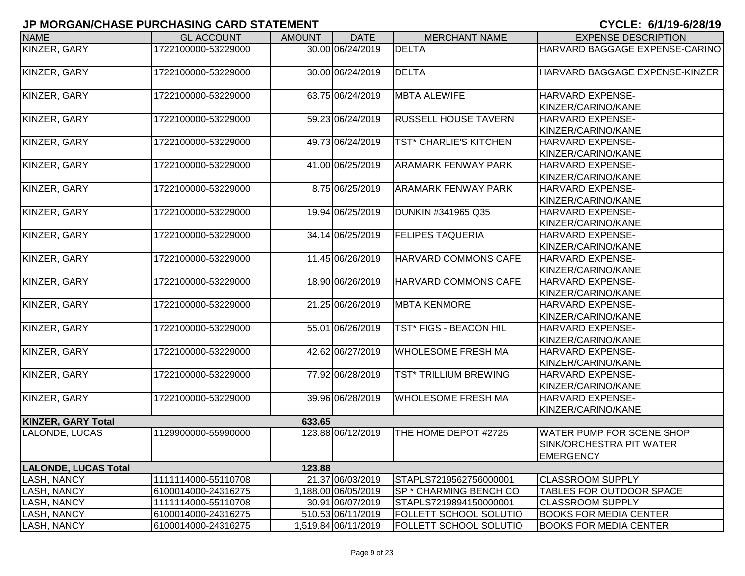## JP MORGAN/CHASE PURCHASING CARD STATEMENT

**CYCLE: 6/1/19-6/28/19**

| NAME | GL ACCOUNT | AMOUNT | DATE | MERCHANT NAME | EXPENSE DESCRIPTION |
|---|---|---|---|---|---|
| KINZER, GARY | 1722100000-53229000 | 30.00 | 06/24/2019 | DELTA | HARVARD BAGGAGE EXPENSE-CARINO |
| KINZER, GARY | 1722100000-53229000 | 30.00 | 06/24/2019 | DELTA | HARVARD BAGGAGE EXPENSE-KINZER |
| KINZER, GARY | 1722100000-53229000 | 63.75 | 06/24/2019 | MBTA ALEWIFE | HARVARD EXPENSE-KINZER/CARINO/KANE |
| KINZER, GARY | 1722100000-53229000 | 59.23 | 06/24/2019 | RUSSELL HOUSE TAVERN | HARVARD EXPENSE-KINZER/CARINO/KANE |
| KINZER, GARY | 1722100000-53229000 | 49.73 | 06/24/2019 | TST* CHARLIE'S KITCHEN | HARVARD EXPENSE-KINZER/CARINO/KANE |
| KINZER, GARY | 1722100000-53229000 | 41.00 | 06/25/2019 | ARAMARK FENWAY PARK | HARVARD EXPENSE-KINZER/CARINO/KANE |
| KINZER, GARY | 1722100000-53229000 | 8.75 | 06/25/2019 | ARAMARK FENWAY PARK | HARVARD EXPENSE-KINZER/CARINO/KANE |
| KINZER, GARY | 1722100000-53229000 | 19.94 | 06/25/2019 | DUNKIN #341965 Q35 | HARVARD EXPENSE-KINZER/CARINO/KANE |
| KINZER, GARY | 1722100000-53229000 | 34.14 | 06/25/2019 | FELIPES TAQUERIA | HARVARD EXPENSE-KINZER/CARINO/KANE |
| KINZER, GARY | 1722100000-53229000 | 11.45 | 06/26/2019 | HARVARD COMMONS CAFE | HARVARD EXPENSE-KINZER/CARINO/KANE |
| KINZER, GARY | 1722100000-53229000 | 18.90 | 06/26/2019 | HARVARD COMMONS CAFE | HARVARD EXPENSE-KINZER/CARINO/KANE |
| KINZER, GARY | 1722100000-53229000 | 21.25 | 06/26/2019 | MBTA KENMORE | HARVARD EXPENSE-KINZER/CARINO/KANE |
| KINZER, GARY | 1722100000-53229000 | 55.01 | 06/26/2019 | TST* FIGS - BEACON HIL | HARVARD EXPENSE-KINZER/CARINO/KANE |
| KINZER, GARY | 1722100000-53229000 | 42.62 | 06/27/2019 | WHOLESOME FRESH MA | HARVARD EXPENSE-KINZER/CARINO/KANE |
| KINZER, GARY | 1722100000-53229000 | 77.92 | 06/28/2019 | TST* TRILLIUM BREWING | HARVARD EXPENSE-KINZER/CARINO/KANE |
| KINZER, GARY | 1722100000-53229000 | 39.96 | 06/28/2019 | WHOLESOME FRESH MA | HARVARD EXPENSE-KINZER/CARINO/KANE |
| **KINZER, GARY Total** | | **633.65** | | | |
| LALONDE, LUCAS | 1129900000-55990000 | 123.88 | 06/12/2019 | THE HOME DEPOT #2725 | WATER PUMP FOR SCENE SHOP SINK/ORCHESTRA PIT WATER EMERGENCY |
| **LALONDE, LUCAS Total** | | **123.88** | | | |
| LASH, NANCY | 1111114000-55110708 | 21.37 | 06/03/2019 | STAPLS7219562756000001 | CLASSROOM SUPPLY |
| LASH, NANCY | 6100014000-24316275 | 1,188.00 | 06/05/2019 | SP * CHARMING BENCH CO | TABLES FOR OUTDOOR SPACE |
| LASH, NANCY | 1111114000-55110708 | 30.91 | 06/07/2019 | STAPLS7219894150000001 | CLASSROOM SUPPLY |
| LASH, NANCY | 6100014000-24316275 | 510.53 | 06/11/2019 | FOLLETT SCHOOL SOLUTIO | BOOKS FOR MEDIA CENTER |
| LASH, NANCY | 6100014000-24316275 | 1,519.84 | 06/11/2019 | FOLLETT SCHOOL SOLUTIO | BOOKS FOR MEDIA CENTER |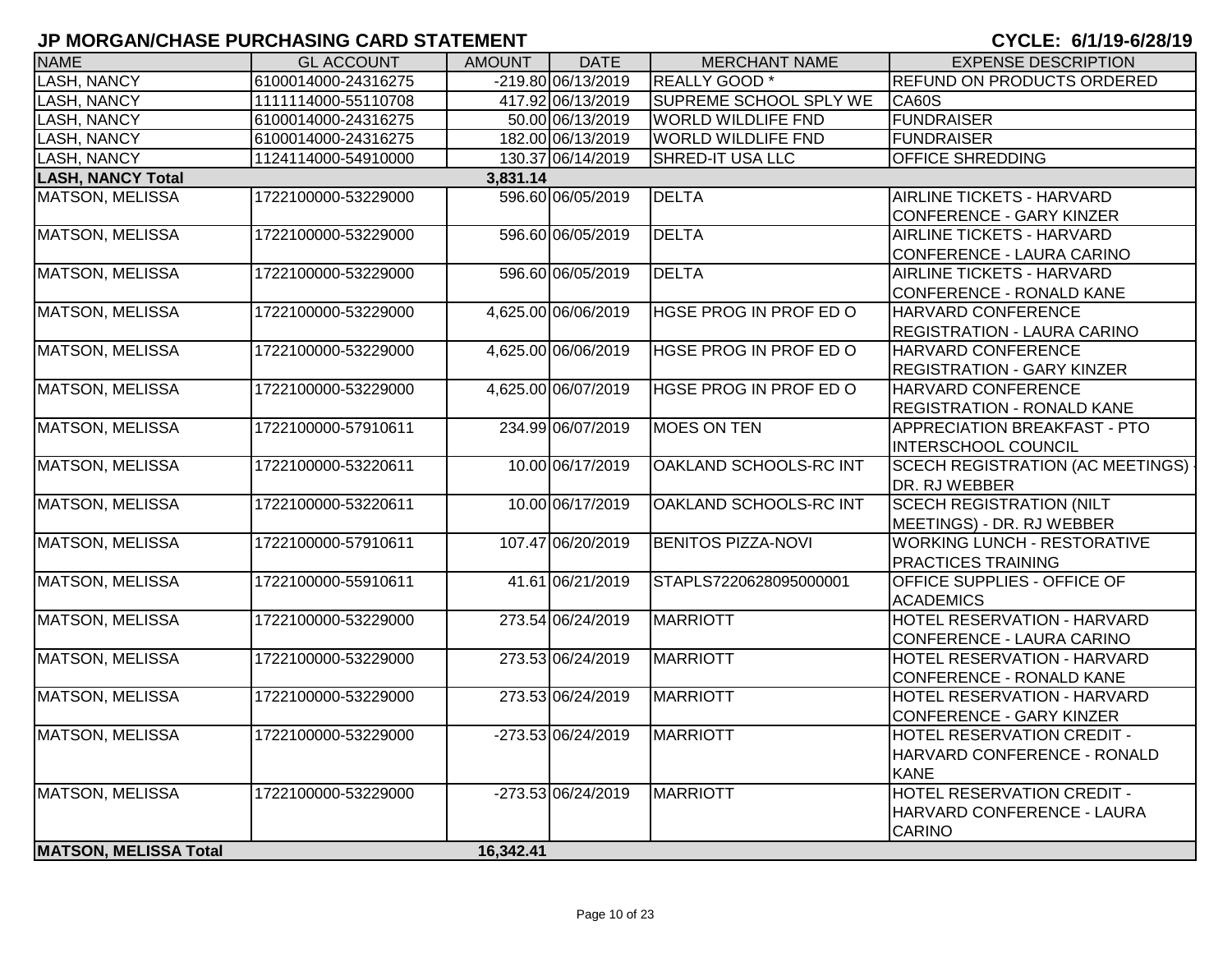# JP MORGAN/CHASE PURCHASING CARD STATEMENT

**CYCLE: 6/1/19-6/28/19**

| NAME | GL ACCOUNT | AMOUNT | DATE | MERCHANT NAME | EXPENSE DESCRIPTION |
|---|---|---|---|---|---|
| LASH, NANCY | 6100014000-24316275 | -219.80 | 06/13/2019 | REALLY GOOD * | REFUND ON PRODUCTS ORDERED |
| LASH, NANCY | 1111114000-55110708 | 417.92 | 06/13/2019 | SUPREME SCHOOL SPLY WE | CA60S |
| LASH, NANCY | 6100014000-24316275 | 50.00 | 06/13/2019 | WORLD WILDLIFE FND | FUNDRAISER |
| LASH, NANCY | 6100014000-24316275 | 182.00 | 06/13/2019 | WORLD WILDLIFE FND | FUNDRAISER |
| LASH, NANCY | 1124114000-54910000 | 130.37 | 06/14/2019 | SHRED-IT USA LLC | OFFICE SHREDDING |
| **LASH, NANCY Total** | | **3,831.14** | | | |
| MATSON, MELISSA | 1722100000-53229000 | 596.60 | 06/05/2019 | DELTA | AIRLINE TICKETS - HARVARD CONFERENCE - GARY KINZER |
| MATSON, MELISSA | 1722100000-53229000 | 596.60 | 06/05/2019 | DELTA | AIRLINE TICKETS - HARVARD CONFERENCE - LAURA CARINO |
| MATSON, MELISSA | 1722100000-53229000 | 596.60 | 06/05/2019 | DELTA | AIRLINE TICKETS - HARVARD CONFERENCE - RONALD KANE |
| MATSON, MELISSA | 1722100000-53229000 | 4,625.00 | 06/06/2019 | HGSE PROG IN PROF ED O | HARVARD CONFERENCE REGISTRATION - LAURA CARINO |
| MATSON, MELISSA | 1722100000-53229000 | 4,625.00 | 06/06/2019 | HGSE PROG IN PROF ED O | HARVARD CONFERENCE REGISTRATION - GARY KINZER |
| MATSON, MELISSA | 1722100000-53229000 | 4,625.00 | 06/07/2019 | HGSE PROG IN PROF ED O | HARVARD CONFERENCE REGISTRATION - RONALD KANE |
| MATSON, MELISSA | 1722100000-57910611 | 234.99 | 06/07/2019 | MOES ON TEN | APPRECIATION BREAKFAST - PTO INTERSCHOOL COUNCIL |
| MATSON, MELISSA | 1722100000-53220611 | 10.00 | 06/17/2019 | OAKLAND SCHOOLS-RC INT | SCECH REGISTRATION (AC MEETINGS) - DR. RJ WEBBER |
| MATSON, MELISSA | 1722100000-53220611 | 10.00 | 06/17/2019 | OAKLAND SCHOOLS-RC INT | SCECH REGISTRATION (NILT MEETINGS) - DR. RJ WEBBER |
| MATSON, MELISSA | 1722100000-57910611 | 107.47 | 06/20/2019 | BENITOS PIZZA-NOVI | WORKING LUNCH - RESTORATIVE PRACTICES TRAINING |
| MATSON, MELISSA | 1722100000-55910611 | 41.61 | 06/21/2019 | STAPLS7220628095000001 | OFFICE SUPPLIES - OFFICE OF ACADEMICS |
| MATSON, MELISSA | 1722100000-53229000 | 273.54 | 06/24/2019 | MARRIOTT | HOTEL RESERVATION - HARVARD CONFERENCE - LAURA CARINO |
| MATSON, MELISSA | 1722100000-53229000 | 273.53 | 06/24/2019 | MARRIOTT | HOTEL RESERVATION - HARVARD CONFERENCE - RONALD KANE |
| MATSON, MELISSA | 1722100000-53229000 | 273.53 | 06/24/2019 | MARRIOTT | HOTEL RESERVATION - HARVARD CONFERENCE - GARY KINZER |
| MATSON, MELISSA | 1722100000-53229000 | -273.53 | 06/24/2019 | MARRIOTT | HOTEL RESERVATION CREDIT - HARVARD CONFERENCE - RONALD KANE |
| MATSON, MELISSA | 1722100000-53229000 | -273.53 | 06/24/2019 | MARRIOTT | HOTEL RESERVATION CREDIT - HARVARD CONFERENCE - LAURA CARINO |
| **MATSON, MELISSA Total** | | **16,342.41** | | | |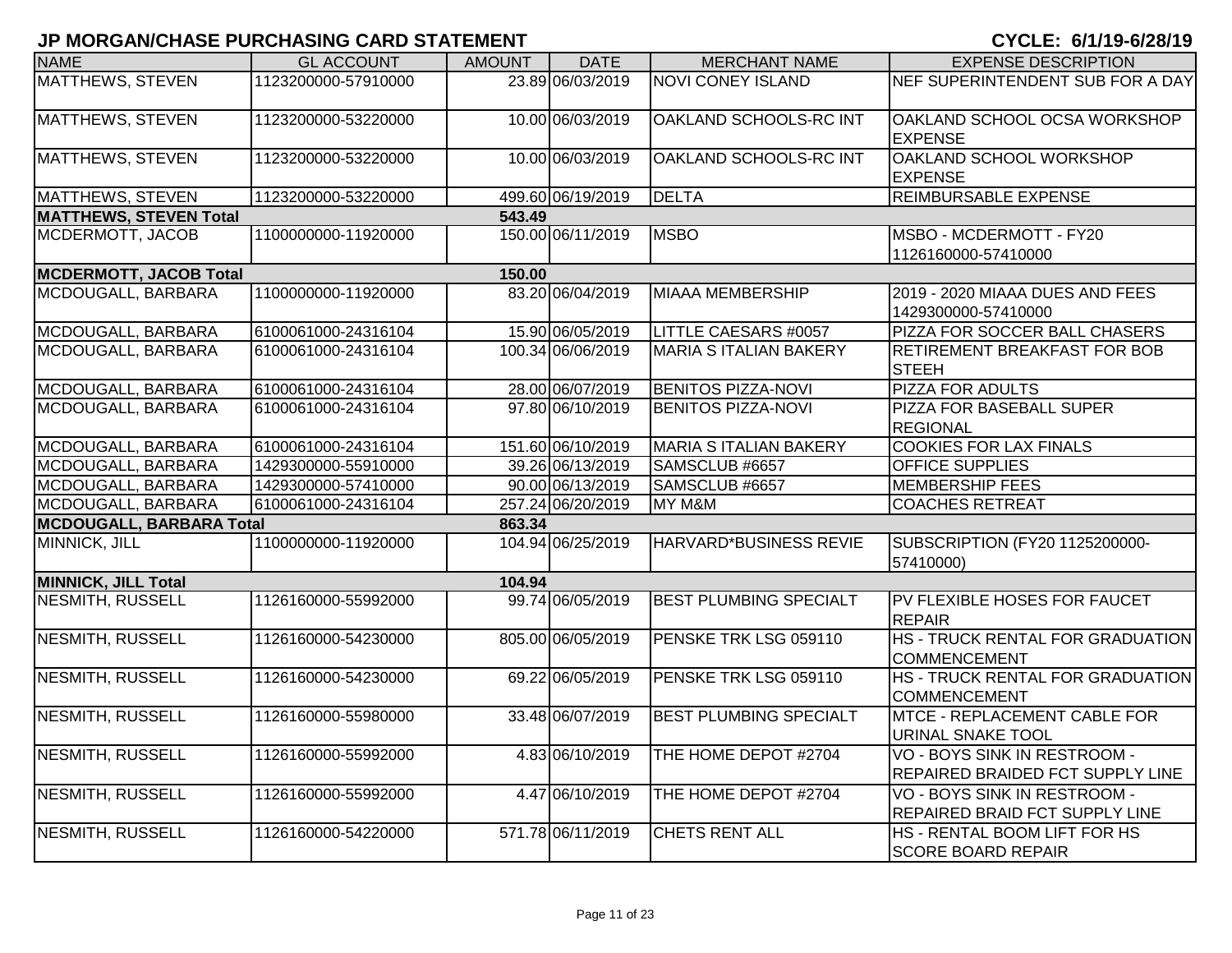# JP MORGAN/CHASE PURCHASING CARD STATEMENT

**CYCLE: 6/1/19-6/28/19**

| NAME | GL ACCOUNT | AMOUNT | DATE | MERCHANT NAME | EXPENSE DESCRIPTION |
|---|---|---|---|---|---|
| MATTHEWS, STEVEN | 1123200000-57910000 | 23.89 | 06/03/2019 | NOVI CONEY ISLAND | NEF SUPERINTENDENT SUB FOR A DAY |
| MATTHEWS, STEVEN | 1123200000-53220000 | 10.00 | 06/03/2019 | OAKLAND SCHOOLS-RC INT | OAKLAND SCHOOL OCSA WORKSHOP EXPENSE |
| MATTHEWS, STEVEN | 1123200000-53220000 | 10.00 | 06/03/2019 | OAKLAND SCHOOLS-RC INT | OAKLAND SCHOOL WORKSHOP EXPENSE |
| MATTHEWS, STEVEN | 1123200000-53220000 | 499.60 | 06/19/2019 | DELTA | REIMBURSABLE EXPENSE |
| **MATTHEWS, STEVEN Total** | | **543.49** | | | |
| MCDERMOTT, JACOB | 1100000000-11920000 | 150.00 | 06/11/2019 | MSBO | MSBO - MCDERMOTT - FY20 1126160000-57410000 |
| **MCDERMOTT, JACOB Total** | | **150.00** | | | |
| MCDOUGALL, BARBARA | 1100000000-11920000 | 83.20 | 06/04/2019 | MIAAA MEMBERSHIP | 2019 - 2020 MIAAA DUES AND FEES 1429300000-57410000 |
| MCDOUGALL, BARBARA | 6100061000-24316104 | 15.90 | 06/05/2019 | LITTLE CAESARS #0057 | PIZZA FOR SOCCER BALL CHASERS |
| MCDOUGALL, BARBARA | 6100061000-24316104 | 100.34 | 06/06/2019 | MARIA S ITALIAN BAKERY | RETIREMENT BREAKFAST FOR BOB STEEH |
| MCDOUGALL, BARBARA | 6100061000-24316104 | 28.00 | 06/07/2019 | BENITOS PIZZA-NOVI | PIZZA FOR ADULTS |
| MCDOUGALL, BARBARA | 6100061000-24316104 | 97.80 | 06/10/2019 | BENITOS PIZZA-NOVI | PIZZA FOR BASEBALL SUPER REGIONAL |
| MCDOUGALL, BARBARA | 6100061000-24316104 | 151.60 | 06/10/2019 | MARIA S ITALIAN BAKERY | COOKIES FOR LAX FINALS |
| MCDOUGALL, BARBARA | 1429300000-55910000 | 39.26 | 06/13/2019 | SAMSCLUB #6657 | OFFICE SUPPLIES |
| MCDOUGALL, BARBARA | 1429300000-57410000 | 90.00 | 06/13/2019 | SAMSCLUB #6657 | MEMBERSHIP FEES |
| MCDOUGALL, BARBARA | 6100061000-24316104 | 257.24 | 06/20/2019 | MY M&M | COACHES RETREAT |
| **MCDOUGALL, BARBARA Total** | | **863.34** | | | |
| MINNICK, JILL | 1100000000-11920000 | 104.94 | 06/25/2019 | HARVARD*BUSINESS REVIE | SUBSCRIPTION (FY20 1125200000-57410000) |
| **MINNICK, JILL Total** | | **104.94** | | | |
| NESMITH, RUSSELL | 1126160000-55992000 | 99.74 | 06/05/2019 | BEST PLUMBING SPECIALT | PV FLEXIBLE HOSES FOR FAUCET REPAIR |
| NESMITH, RUSSELL | 1126160000-54230000 | 805.00 | 06/05/2019 | PENSKE TRK LSG 059110 | HS - TRUCK RENTAL FOR GRADUATION COMMENCEMENT |
| NESMITH, RUSSELL | 1126160000-54230000 | 69.22 | 06/05/2019 | PENSKE TRK LSG 059110 | HS - TRUCK RENTAL FOR GRADUATION COMMENCEMENT |
| NESMITH, RUSSELL | 1126160000-55980000 | 33.48 | 06/07/2019 | BEST PLUMBING SPECIALT | MTCE - REPLACEMENT CABLE FOR URINAL SNAKE TOOL |
| NESMITH, RUSSELL | 1126160000-55992000 | 4.83 | 06/10/2019 | THE HOME DEPOT #2704 | VO - BOYS SINK IN RESTROOM - REPAIRED BRAIDED FCT SUPPLY LINE |
| NESMITH, RUSSELL | 1126160000-55992000 | 4.47 | 06/10/2019 | THE HOME DEPOT #2704 | VO - BOYS SINK IN RESTROOM - REPAIRED BRAID FCT SUPPLY LINE |
| NESMITH, RUSSELL | 1126160000-54220000 | 571.78 | 06/11/2019 | CHETS RENT ALL | HS - RENTAL BOOM LIFT FOR HS SCORE BOARD REPAIR |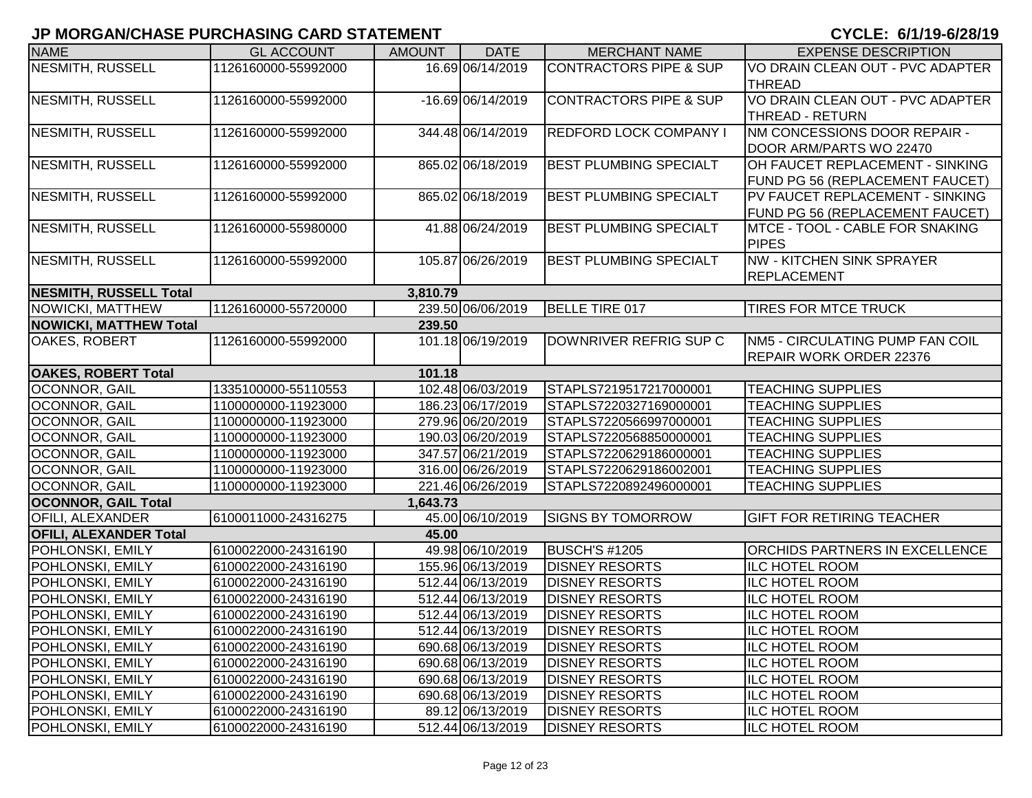## JP MORGAN/CHASE PURCHASING CARD STATEMENT

**CYCLE: 6/1/19-6/28/19**

| NAME | GL ACCOUNT | AMOUNT | DATE | MERCHANT NAME | EXPENSE DESCRIPTION |
|---|---|---|---|---|---|
| NESMITH, RUSSELL | 1126160000-55992000 | 16.69 | 06/14/2019 | CONTRACTORS PIPE & SUP | VO DRAIN CLEAN OUT - PVC ADAPTER THREAD |
| NESMITH, RUSSELL | 1126160000-55992000 | -16.69 | 06/14/2019 | CONTRACTORS PIPE & SUP | VO DRAIN CLEAN OUT - PVC ADAPTER THREAD - RETURN |
| NESMITH, RUSSELL | 1126160000-55992000 | 344.48 | 06/14/2019 | REDFORD LOCK COMPANY I | NM CONCESSIONS DOOR REPAIR - DOOR ARM/PARTS WO 22470 |
| NESMITH, RUSSELL | 1126160000-55992000 | 865.02 | 06/18/2019 | BEST PLUMBING SPECIALT | OH FAUCET REPLACEMENT - SINKING FUND PG 56 (REPLACEMENT FAUCET) |
| NESMITH, RUSSELL | 1126160000-55992000 | 865.02 | 06/18/2019 | BEST PLUMBING SPECIALT | PV FAUCET REPLACEMENT - SINKING FUND PG 56 (REPLACEMENT FAUCET) |
| NESMITH, RUSSELL | 1126160000-55980000 | 41.88 | 06/24/2019 | BEST PLUMBING SPECIALT | MTCE - TOOL - CABLE FOR SNAKING PIPES |
| NESMITH, RUSSELL | 1126160000-55992000 | 105.87 | 06/26/2019 | BEST PLUMBING SPECIALT | NW - KITCHEN SINK SPRAYER REPLACEMENT |
| **NESMITH, RUSSELL Total** | | **3,810.79** | | | |
| NOWICKI, MATTHEW | 1126160000-55720000 | 239.50 | 06/06/2019 | BELLE TIRE 017 | TIRES FOR MTCE TRUCK |
| **NOWICKI, MATTHEW Total** | | **239.50** | | | |
| OAKES, ROBERT | 1126160000-55992000 | 101.18 | 06/19/2019 | DOWNRIVER REFRIG SUP C | NM5 - CIRCULATING PUMP FAN COIL REPAIR WORK ORDER 22376 |
| **OAKES, ROBERT Total** | | **101.18** | | | |
| OCONNOR, GAIL | 1335100000-55110553 | 102.48 | 06/03/2019 | STAPLS7219517217000001 | TEACHING SUPPLIES |
| OCONNOR, GAIL | 1100000000-11923000 | 186.23 | 06/17/2019 | STAPLS7220327169000001 | TEACHING SUPPLIES |
| OCONNOR, GAIL | 1100000000-11923000 | 279.96 | 06/20/2019 | STAPLS7220566997000001 | TEACHING SUPPLIES |
| OCONNOR, GAIL | 1100000000-11923000 | 190.03 | 06/20/2019 | STAPLS7220568850000001 | TEACHING SUPPLIES |
| OCONNOR, GAIL | 1100000000-11923000 | 347.57 | 06/21/2019 | STAPLS7220629186000001 | TEACHING SUPPLIES |
| OCONNOR, GAIL | 1100000000-11923000 | 316.00 | 06/26/2019 | STAPLS7220629186002001 | TEACHING SUPPLIES |
| OCONNOR, GAIL | 1100000000-11923000 | 221.46 | 06/26/2019 | STAPLS7220892496000001 | TEACHING SUPPLIES |
| **OCONNOR, GAIL Total** | | **1,643.73** | | | |
| OFILI, ALEXANDER | 6100011000-24316275 | 45.00 | 06/10/2019 | SIGNS BY TOMORROW | GIFT FOR RETIRING TEACHER |
| **OFILI, ALEXANDER Total** | | **45.00** | | | |
| POHLONSKI, EMILY | 6100022000-24316190 | 49.98 | 06/10/2019 | BUSCH'S #1205 | ORCHIDS PARTNERS IN EXCELLENCE |
| POHLONSKI, EMILY | 6100022000-24316190 | 155.96 | 06/13/2019 | DISNEY RESORTS | ILC HOTEL ROOM |
| POHLONSKI, EMILY | 6100022000-24316190 | 512.44 | 06/13/2019 | DISNEY RESORTS | ILC HOTEL ROOM |
| POHLONSKI, EMILY | 6100022000-24316190 | 512.44 | 06/13/2019 | DISNEY RESORTS | ILC HOTEL ROOM |
| POHLONSKI, EMILY | 6100022000-24316190 | 512.44 | 06/13/2019 | DISNEY RESORTS | ILC HOTEL ROOM |
| POHLONSKI, EMILY | 6100022000-24316190 | 512.44 | 06/13/2019 | DISNEY RESORTS | ILC HOTEL ROOM |
| POHLONSKI, EMILY | 6100022000-24316190 | 690.68 | 06/13/2019 | DISNEY RESORTS | ILC HOTEL ROOM |
| POHLONSKI, EMILY | 6100022000-24316190 | 690.68 | 06/13/2019 | DISNEY RESORTS | ILC HOTEL ROOM |
| POHLONSKI, EMILY | 6100022000-24316190 | 690.68 | 06/13/2019 | DISNEY RESORTS | ILC HOTEL ROOM |
| POHLONSKI, EMILY | 6100022000-24316190 | 690.68 | 06/13/2019 | DISNEY RESORTS | ILC HOTEL ROOM |
| POHLONSKI, EMILY | 6100022000-24316190 | 89.12 | 06/13/2019 | DISNEY RESORTS | ILC HOTEL ROOM |
| POHLONSKI, EMILY | 6100022000-24316190 | 512.44 | 06/13/2019 | DISNEY RESORTS | ILC HOTEL ROOM |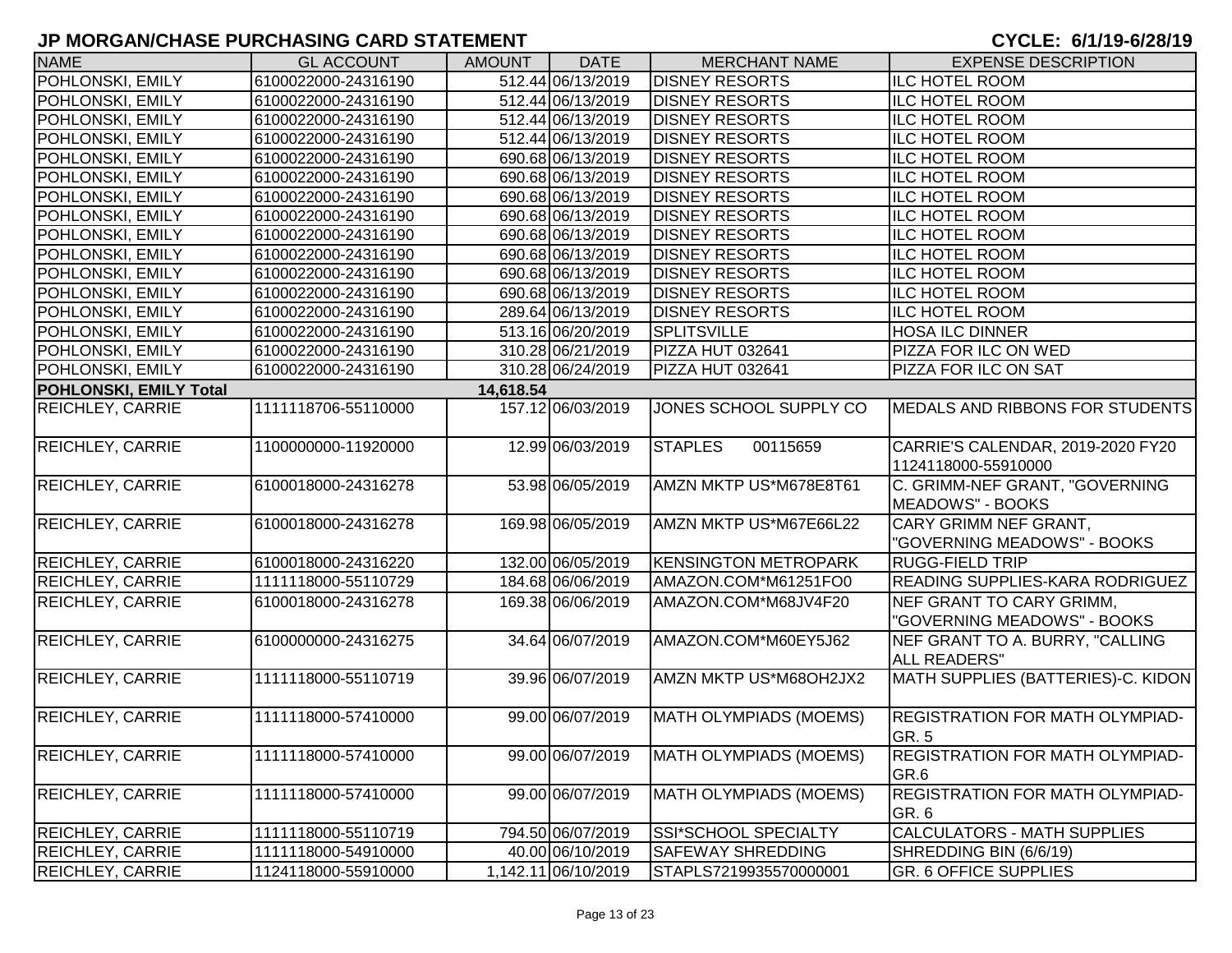# JP MORGAN/CHASE PURCHASING CARD STATEMENT

**CYCLE: 6/1/19-6/28/19**

| NAME | GL ACCOUNT | AMOUNT | DATE | MERCHANT NAME | EXPENSE DESCRIPTION |
|---|---|---|---|---|---|
| POHLONSKI, EMILY | 6100022000-24316190 | 512.44 | 06/13/2019 | DISNEY RESORTS | ILC HOTEL ROOM |
| POHLONSKI, EMILY | 6100022000-24316190 | 512.44 | 06/13/2019 | DISNEY RESORTS | ILC HOTEL ROOM |
| POHLONSKI, EMILY | 6100022000-24316190 | 512.44 | 06/13/2019 | DISNEY RESORTS | ILC HOTEL ROOM |
| POHLONSKI, EMILY | 6100022000-24316190 | 512.44 | 06/13/2019 | DISNEY RESORTS | ILC HOTEL ROOM |
| POHLONSKI, EMILY | 6100022000-24316190 | 690.68 | 06/13/2019 | DISNEY RESORTS | ILC HOTEL ROOM |
| POHLONSKI, EMILY | 6100022000-24316190 | 690.68 | 06/13/2019 | DISNEY RESORTS | ILC HOTEL ROOM |
| POHLONSKI, EMILY | 6100022000-24316190 | 690.68 | 06/13/2019 | DISNEY RESORTS | ILC HOTEL ROOM |
| POHLONSKI, EMILY | 6100022000-24316190 | 690.68 | 06/13/2019 | DISNEY RESORTS | ILC HOTEL ROOM |
| POHLONSKI, EMILY | 6100022000-24316190 | 690.68 | 06/13/2019 | DISNEY RESORTS | ILC HOTEL ROOM |
| POHLONSKI, EMILY | 6100022000-24316190 | 690.68 | 06/13/2019 | DISNEY RESORTS | ILC HOTEL ROOM |
| POHLONSKI, EMILY | 6100022000-24316190 | 690.68 | 06/13/2019 | DISNEY RESORTS | ILC HOTEL ROOM |
| POHLONSKI, EMILY | 6100022000-24316190 | 690.68 | 06/13/2019 | DISNEY RESORTS | ILC HOTEL ROOM |
| POHLONSKI, EMILY | 6100022000-24316190 | 289.64 | 06/13/2019 | DISNEY RESORTS | ILC HOTEL ROOM |
| POHLONSKI, EMILY | 6100022000-24316190 | 513.16 | 06/20/2019 | SPLITSVILLE | HOSA ILC DINNER |
| POHLONSKI, EMILY | 6100022000-24316190 | 310.28 | 06/21/2019 | PIZZA HUT 032641 | PIZZA FOR ILC ON WED |
| POHLONSKI, EMILY | 6100022000-24316190 | 310.28 | 06/24/2019 | PIZZA HUT 032641 | PIZZA FOR ILC ON SAT |
| **POHLONSKI, EMILY Total** | | **14,618.54** | | | |
| REICHLEY, CARRIE | 1111118706-55110000 | 157.12 | 06/03/2019 | JONES SCHOOL SUPPLY CO | MEDALS AND RIBBONS FOR STUDENTS |
| REICHLEY, CARRIE | 1100000000-11920000 | 12.99 | 06/03/2019 | STAPLES 00115659 | CARRIE'S CALENDAR, 2019-2020 FY20 1124118000-55910000 |
| REICHLEY, CARRIE | 6100018000-24316278 | 53.98 | 06/05/2019 | AMZN MKTP US*M678E8T61 | C. GRIMM-NEF GRANT, "GOVERNING MEADOWS" - BOOKS |
| REICHLEY, CARRIE | 6100018000-24316278 | 169.98 | 06/05/2019 | AMZN MKTP US*M67E66L22 | CARY GRIMM NEF GRANT, "GOVERNING MEADOWS" - BOOKS |
| REICHLEY, CARRIE | 6100018000-24316220 | 132.00 | 06/05/2019 | KENSINGTON METROPARK | RUGG-FIELD TRIP |
| REICHLEY, CARRIE | 1111118000-55110729 | 184.68 | 06/06/2019 | AMAZON.COM*M61251FO0 | READING SUPPLIES-KARA RODRIGUEZ |
| REICHLEY, CARRIE | 6100018000-24316278 | 169.38 | 06/06/2019 | AMAZON.COM*M68JV4F20 | NEF GRANT TO CARY GRIMM, "GOVERNING MEADOWS" - BOOKS |
| REICHLEY, CARRIE | 6100000000-24316275 | 34.64 | 06/07/2019 | AMAZON.COM*M60EY5J62 | NEF GRANT TO A. BURRY, "CALLING ALL READERS" |
| REICHLEY, CARRIE | 1111118000-55110719 | 39.96 | 06/07/2019 | AMZN MKTP US*M68OH2JX2 | MATH SUPPLIES (BATTERIES)-C. KIDON |
| REICHLEY, CARRIE | 1111118000-57410000 | 99.00 | 06/07/2019 | MATH OLYMPIADS (MOEMS) | REGISTRATION FOR MATH OLYMPIAD-GR. 5 |
| REICHLEY, CARRIE | 1111118000-57410000 | 99.00 | 06/07/2019 | MATH OLYMPIADS (MOEMS) | REGISTRATION FOR MATH OLYMPIAD-GR.6 |
| REICHLEY, CARRIE | 1111118000-57410000 | 99.00 | 06/07/2019 | MATH OLYMPIADS (MOEMS) | REGISTRATION FOR MATH OLYMPIAD-GR. 6 |
| REICHLEY, CARRIE | 1111118000-55110719 | 794.50 | 06/07/2019 | SSI*SCHOOL SPECIALTY | CALCULATORS - MATH SUPPLIES |
| REICHLEY, CARRIE | 1111118000-54910000 | 40.00 | 06/10/2019 | SAFEWAY SHREDDING | SHREDDING BIN (6/6/19) |
| REICHLEY, CARRIE | 1124118000-55910000 | 1,142.11 | 06/10/2019 | STAPLS7219935570000001 | GR. 6 OFFICE SUPPLIES |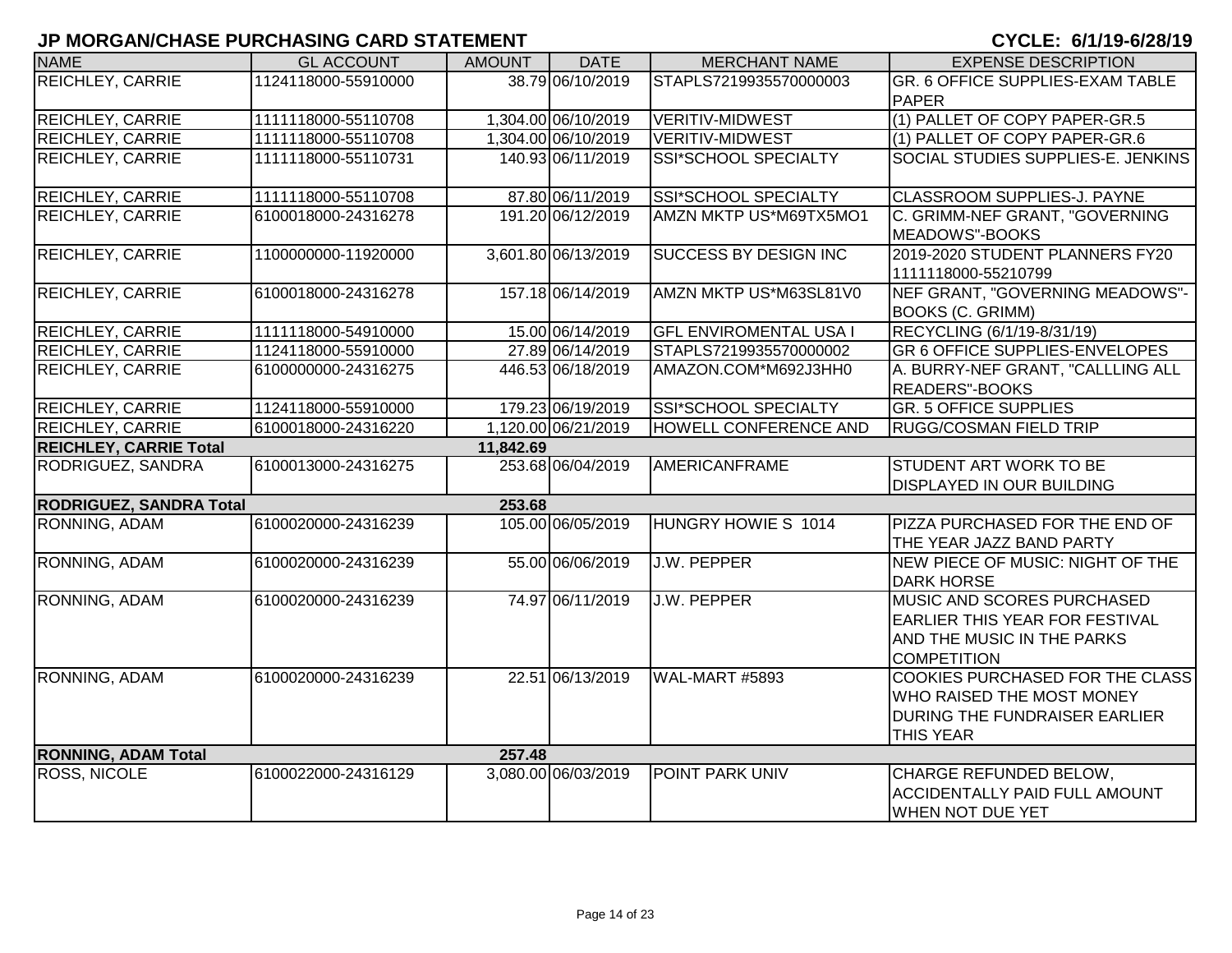## JP MORGAN/CHASE PURCHASING CARD STATEMENT

**CYCLE: 6/1/19-6/28/19**

| NAME | GL ACCOUNT | AMOUNT | DATE | MERCHANT NAME | EXPENSE DESCRIPTION |
|---|---|---|---|---|---|
| REICHLEY, CARRIE | 1124118000-55910000 | 38.79 | 06/10/2019 | STAPLS7219935570000003 | GR. 6 OFFICE SUPPLIES-EXAM TABLE PAPER |
| REICHLEY, CARRIE | 1111118000-55110708 | 1,304.00 | 06/10/2019 | VERITIV-MIDWEST | (1) PALLET OF COPY PAPER-GR.5 |
| REICHLEY, CARRIE | 1111118000-55110708 | 1,304.00 | 06/10/2019 | VERITIV-MIDWEST | (1) PALLET OF COPY PAPER-GR.6 |
| REICHLEY, CARRIE | 1111118000-55110731 | 140.93 | 06/11/2019 | SSI*SCHOOL SPECIALTY | SOCIAL STUDIES SUPPLIES-E. JENKINS |
| REICHLEY, CARRIE | 1111118000-55110708 | 87.80 | 06/11/2019 | SSI*SCHOOL SPECIALTY | CLASSROOM SUPPLIES-J. PAYNE |
| REICHLEY, CARRIE | 6100018000-24316278 | 191.20 | 06/12/2019 | AMZN MKTP US*M69TX5MO1 | C. GRIMM-NEF GRANT, "GOVERNING MEADOWS"-BOOKS |
| REICHLEY, CARRIE | 1100000000-11920000 | 3,601.80 | 06/13/2019 | SUCCESS BY DESIGN INC | 2019-2020 STUDENT PLANNERS FY20 1111118000-55210799 |
| REICHLEY, CARRIE | 6100018000-24316278 | 157.18 | 06/14/2019 | AMZN MKTP US*M63SL81V0 | NEF GRANT, "GOVERNING MEADOWS"-BOOKS (C. GRIMM) |
| REICHLEY, CARRIE | 1111118000-54910000 | 15.00 | 06/14/2019 | GFL ENVIROMENTAL USA I | RECYCLING (6/1/19-8/31/19) |
| REICHLEY, CARRIE | 1124118000-55910000 | 27.89 | 06/14/2019 | STAPLS7219935570000002 | GR 6 OFFICE SUPPLIES-ENVELOPES |
| REICHLEY, CARRIE | 6100000000-24316275 | 446.53 | 06/18/2019 | AMAZON.COM*M692J3HH0 | A. BURRY-NEF GRANT, "CALLLING ALL READERS"-BOOKS |
| REICHLEY, CARRIE | 1124118000-55910000 | 179.23 | 06/19/2019 | SSI*SCHOOL SPECIALTY | GR. 5 OFFICE SUPPLIES |
| REICHLEY, CARRIE | 6100018000-24316220 | 1,120.00 | 06/21/2019 | HOWELL CONFERENCE AND | RUGG/COSMAN FIELD TRIP |
| **REICHLEY, CARRIE Total** | | **11,842.69** | | | |
| RODRIGUEZ, SANDRA | 6100013000-24316275 | 253.68 | 06/04/2019 | AMERICANFRAME | STUDENT ART WORK TO BE DISPLAYED IN OUR BUILDING |
| **RODRIGUEZ, SANDRA Total** | | **253.68** | | | |
| RONNING, ADAM | 6100020000-24316239 | 105.00 | 06/05/2019 | HUNGRY HOWIE S 1014 | PIZZA PURCHASED FOR THE END OF THE YEAR JAZZ BAND PARTY |
| RONNING, ADAM | 6100020000-24316239 | 55.00 | 06/06/2019 | J.W. PEPPER | NEW PIECE OF MUSIC: NIGHT OF THE DARK HORSE |
| RONNING, ADAM | 6100020000-24316239 | 74.97 | 06/11/2019 | J.W. PEPPER | MUSIC AND SCORES PURCHASED EARLIER THIS YEAR FOR FESTIVAL AND THE MUSIC IN THE PARKS COMPETITION |
| RONNING, ADAM | 6100020000-24316239 | 22.51 | 06/13/2019 | WAL-MART #5893 | COOKIES PURCHASED FOR THE CLASS WHO RAISED THE MOST MONEY DURING THE FUNDRAISER EARLIER THIS YEAR |
| **RONNING, ADAM Total** | | **257.48** | | | |
| ROSS, NICOLE | 6100022000-24316129 | 3,080.00 | 06/03/2019 | POINT PARK UNIV | CHARGE REFUNDED BELOW, ACCIDENTALLY PAID FULL AMOUNT WHEN NOT DUE YET |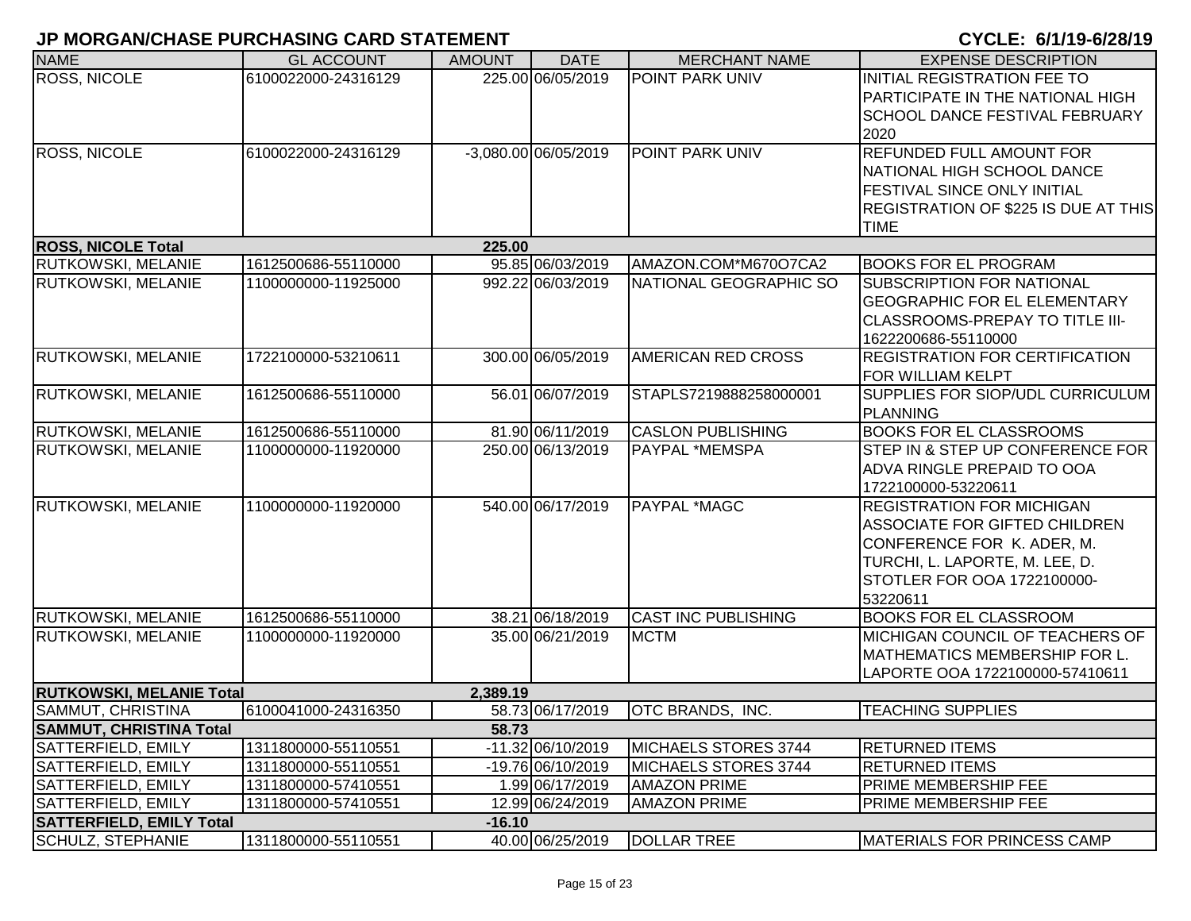## JP MORGAN/CHASE PURCHASING CARD STATEMENT

**CYCLE: 6/1/19-6/28/19**

| NAME | GL ACCOUNT | AMOUNT | DATE | MERCHANT NAME | EXPENSE DESCRIPTION |
|---|---|---|---|---|---|
| ROSS, NICOLE | 6100022000-24316129 | 225.00 | 06/05/2019 | POINT PARK UNIV | INITIAL REGISTRATION FEE TO PARTICIPATE IN THE NATIONAL HIGH SCHOOL DANCE FESTIVAL FEBRUARY 2020 |
| ROSS, NICOLE | 6100022000-24316129 | -3,080.00 | 06/05/2019 | POINT PARK UNIV | REFUNDED FULL AMOUNT FOR NATIONAL HIGH SCHOOL DANCE FESTIVAL SINCE ONLY INITIAL REGISTRATION OF $225 IS DUE AT THIS TIME |
| **ROSS, NICOLE Total** | | **225.00** | | | |
| RUTKOWSKI, MELANIE | 1612500686-55110000 | 95.85 | 06/03/2019 | AMAZON.COM*M670O7CA2 | BOOKS FOR EL PROGRAM |
| RUTKOWSKI, MELANIE | 1100000000-11925000 | 992.22 | 06/03/2019 | NATIONAL GEOGRAPHIC SO | SUBSCRIPTION FOR NATIONAL GEOGRAPHIC FOR EL ELEMENTARY CLASSROOMS-PREPAY TO TITLE III-1622200686-55110000 |
| RUTKOWSKI, MELANIE | 1722100000-53210611 | 300.00 | 06/05/2019 | AMERICAN RED CROSS | REGISTRATION FOR CERTIFICATION FOR WILLIAM KELPT |
| RUTKOWSKI, MELANIE | 1612500686-55110000 | 56.01 | 06/07/2019 | STAPLS7219888258000001 | SUPPLIES FOR SIOP/UDL CURRICULUM PLANNING |
| RUTKOWSKI, MELANIE | 1612500686-55110000 | 81.90 | 06/11/2019 | CASLON PUBLISHING | BOOKS FOR EL CLASSROOMS |
| RUTKOWSKI, MELANIE | 1100000000-11920000 | 250.00 | 06/13/2019 | PAYPAL *MEMSPA | STEP IN & STEP UP CONFERENCE FOR ADVA RINGLE PREPAID TO OOA 1722100000-53220611 |
| RUTKOWSKI, MELANIE | 1100000000-11920000 | 540.00 | 06/17/2019 | PAYPAL *MAGC | REGISTRATION FOR MICHIGAN ASSOCIATE FOR GIFTED CHILDREN CONFERENCE FOR K. ADER, M. TURCHI, L. LAPORTE, M. LEE, D. STOTLER FOR OOA 1722100000-53220611 |
| RUTKOWSKI, MELANIE | 1612500686-55110000 | 38.21 | 06/18/2019 | CAST INC PUBLISHING | BOOKS FOR EL CLASSROOM |
| RUTKOWSKI, MELANIE | 1100000000-11920000 | 35.00 | 06/21/2019 | MCTM | MICHIGAN COUNCIL OF TEACHERS OF MATHEMATICS MEMBERSHIP FOR L. LAPORTE OOA 1722100000-57410611 |
| **RUTKOWSKI, MELANIE Total** | | **2,389.19** | | | |
| SAMMUT, CHRISTINA | 6100041000-24316350 | 58.73 | 06/17/2019 | OTC BRANDS, INC. | TEACHING SUPPLIES |
| **SAMMUT, CHRISTINA Total** | | **58.73** | | | |
| SATTERFIELD, EMILY | 1311800000-55110551 | -11.32 | 06/10/2019 | MICHAELS STORES 3744 | RETURNED ITEMS |
| SATTERFIELD, EMILY | 1311800000-55110551 | -19.76 | 06/10/2019 | MICHAELS STORES 3744 | RETURNED ITEMS |
| SATTERFIELD, EMILY | 1311800000-57410551 | 1.99 | 06/17/2019 | AMAZON PRIME | PRIME MEMBERSHIP FEE |
| SATTERFIELD, EMILY | 1311800000-57410551 | 12.99 | 06/24/2019 | AMAZON PRIME | PRIME MEMBERSHIP FEE |
| **SATTERFIELD, EMILY Total** | | **-16.10** | | | |
| SCHULZ, STEPHANIE | 1311800000-55110551 | 40.00 | 06/25/2019 | DOLLAR TREE | MATERIALS FOR PRINCESS CAMP |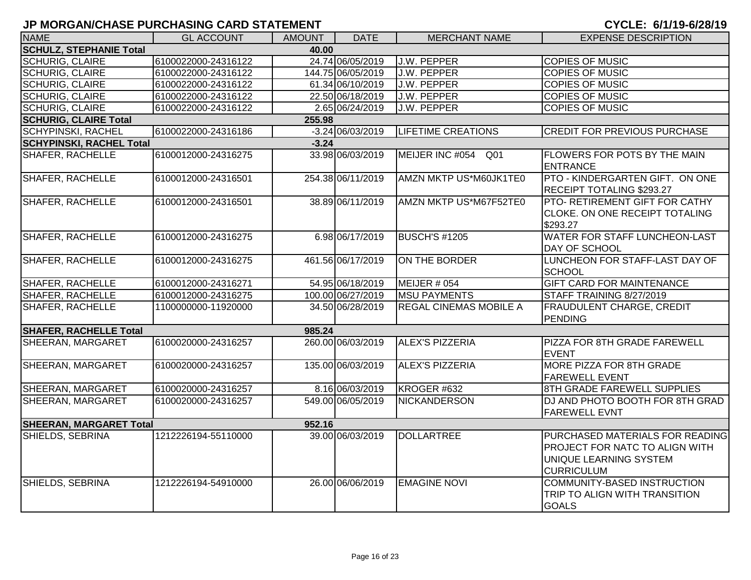# JP MORGAN/CHASE PURCHASING CARD STATEMENT

CYCLE: 6/1/19-6/28/19

| NAME | GL ACCOUNT | AMOUNT | DATE | MERCHANT NAME | EXPENSE DESCRIPTION |
|---|---|---|---|---|---|
| **SCHULZ, STEPHANIE Total** | | **40.00** | | | |
| SCHURIG, CLAIRE | 6100022000-24316122 | 24.74 | 06/05/2019 | J.W. PEPPER | COPIES OF MUSIC |
| SCHURIG, CLAIRE | 6100022000-24316122 | 144.75 | 06/05/2019 | J.W. PEPPER | COPIES OF MUSIC |
| SCHURIG, CLAIRE | 6100022000-24316122 | 61.34 | 06/10/2019 | J.W. PEPPER | COPIES OF MUSIC |
| SCHURIG, CLAIRE | 6100022000-24316122 | 22.50 | 06/18/2019 | J.W. PEPPER | COPIES OF MUSIC |
| SCHURIG, CLAIRE | 6100022000-24316122 | 2.65 | 06/24/2019 | J.W. PEPPER | COPIES OF MUSIC |
| **SCHURIG, CLAIRE Total** | | **255.98** | | | |
| SCHYPINSKI, RACHEL | 6100022000-24316186 | -3.24 | 06/03/2019 | LIFETIME CREATIONS | CREDIT FOR PREVIOUS PURCHASE |
| **SCHYPINSKI, RACHEL Total** | | **-3.24** | | | |
| SHAFER, RACHELLE | 6100012000-24316275 | 33.98 | 06/03/2019 | MEIJER INC #054 Q01 | FLOWERS FOR POTS BY THE MAIN ENTRANCE |
| SHAFER, RACHELLE | 6100012000-24316501 | 254.38 | 06/11/2019 | AMZN MKTP US*M60JK1TE0 | PTO - KINDERGARTEN GIFT. ON ONE RECEIPT TOTALING $293.27 |
| SHAFER, RACHELLE | 6100012000-24316501 | 38.89 | 06/11/2019 | AMZN MKTP US*M67F52TE0 | PTO- RETIREMENT GIFT FOR CATHY CLOKE. ON ONE RECEIPT TOTALING $293.27 |
| SHAFER, RACHELLE | 6100012000-24316275 | 6.98 | 06/17/2019 | BUSCH'S #1205 | WATER FOR STAFF LUNCHEON-LAST DAY OF SCHOOL |
| SHAFER, RACHELLE | 6100012000-24316275 | 461.56 | 06/17/2019 | ON THE BORDER | LUNCHEON FOR STAFF-LAST DAY OF SCHOOL |
| SHAFER, RACHELLE | 6100012000-24316271 | 54.95 | 06/18/2019 | MEIJER # 054 | GIFT CARD FOR MAINTENANCE |
| SHAFER, RACHELLE | 6100012000-24316275 | 100.00 | 06/27/2019 | MSU PAYMENTS | STAFF TRAINING 8/27/2019 |
| SHAFER, RACHELLE | 1100000000-11920000 | 34.50 | 06/28/2019 | REGAL CINEMAS MOBILE A | FRAUDULENT CHARGE, CREDIT PENDING |
| **SHAFER, RACHELLE Total** | | **985.24** | | | |
| SHEERAN, MARGARET | 6100020000-24316257 | 260.00 | 06/03/2019 | ALEX'S PIZZERIA | PIZZA FOR 8TH GRADE FAREWELL EVENT |
| SHEERAN, MARGARET | 6100020000-24316257 | 135.00 | 06/03/2019 | ALEX'S PIZZERIA | MORE PIZZA FOR 8TH GRADE FAREWELL EVENT |
| SHEERAN, MARGARET | 6100020000-24316257 | 8.16 | 06/03/2019 | KROGER #632 | 8TH GRADE FAREWELL SUPPLIES |
| SHEERAN, MARGARET | 6100020000-24316257 | 549.00 | 06/05/2019 | NICKANDERSON | DJ AND PHOTO BOOTH FOR 8TH GRAD FAREWELL EVNT |
| **SHEERAN, MARGARET Total** | | **952.16** | | | |
| SHIELDS, SEBRINA | 1212226194-55110000 | 39.00 | 06/03/2019 | DOLLARTREE | PURCHASED MATERIALS FOR READING PROJECT FOR NATC TO ALIGN WITH UNIQUE LEARNING SYSTEM CURRICULUM |
| SHIELDS, SEBRINA | 1212226194-54910000 | 26.00 | 06/06/2019 | EMAGINE NOVI | COMMUNITY-BASED INSTRUCTION TRIP TO ALIGN WITH TRANSITION GOALS |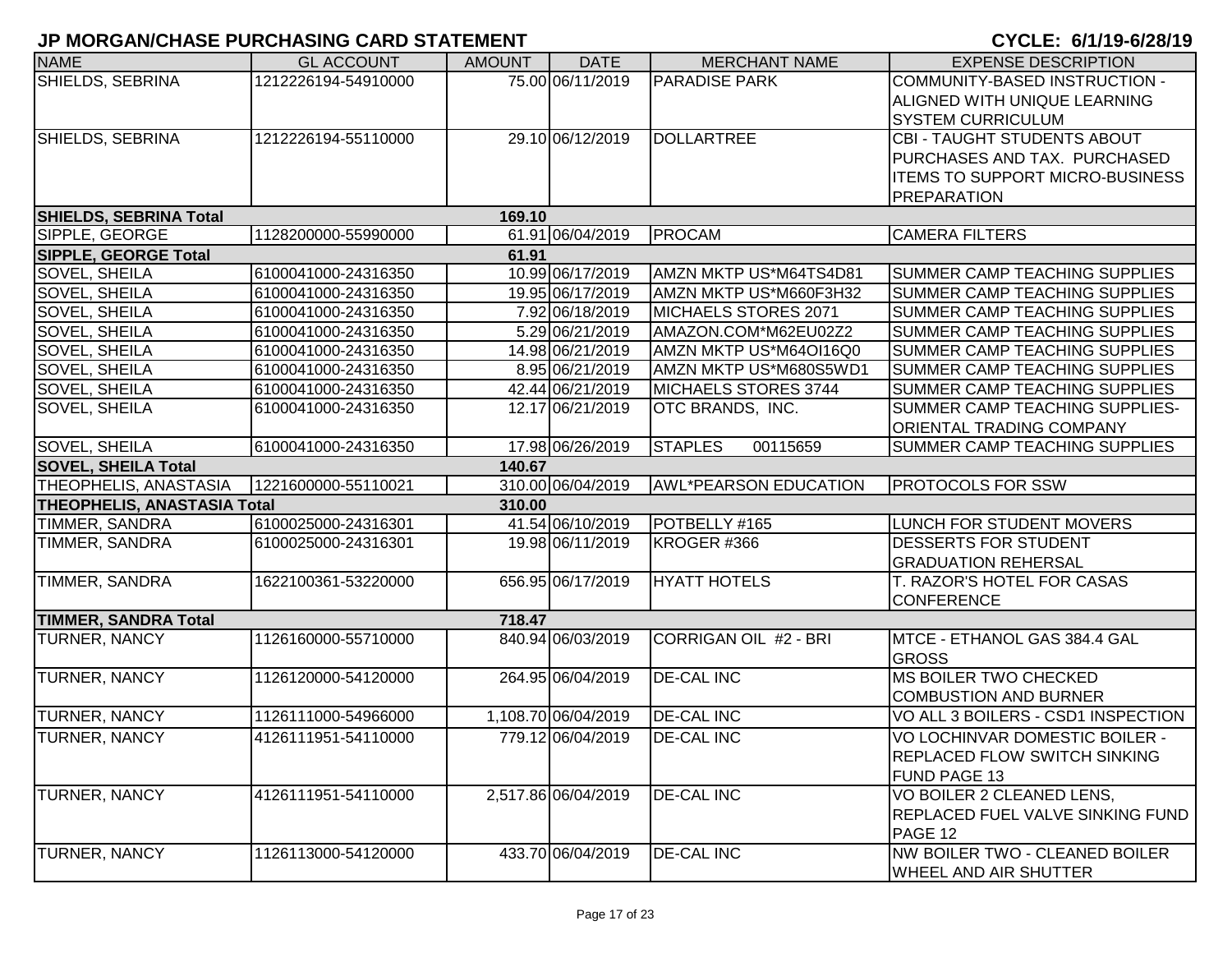## JP MORGAN/CHASE PURCHASING CARD STATEMENT

**CYCLE: 6/1/19-6/28/19**

| NAME | GL ACCOUNT | AMOUNT | DATE | MERCHANT NAME | EXPENSE DESCRIPTION |
|---|---|---|---|---|---|
| SHIELDS, SEBRINA | 1212226194-54910000 | 75.00 | 06/11/2019 | PARADISE PARK | COMMUNITY-BASED INSTRUCTION - ALIGNED WITH UNIQUE LEARNING SYSTEM CURRICULUM |
| SHIELDS, SEBRINA | 1212226194-55110000 | 29.10 | 06/12/2019 | DOLLARTREE | CBI - TAUGHT STUDENTS ABOUT PURCHASES AND TAX. PURCHASED ITEMS TO SUPPORT MICRO-BUSINESS PREPARATION |
| **SHIELDS, SEBRINA Total** | | **169.10** | | | |
| SIPPLE, GEORGE | 1128200000-55990000 | 61.91 | 06/04/2019 | PROCAM | CAMERA FILTERS |
| **SIPPLE, GEORGE Total** | | **61.91** | | | |
| SOVEL, SHEILA | 6100041000-24316350 | 10.99 | 06/17/2019 | AMZN MKTP US*M64TS4D81 | SUMMER CAMP TEACHING SUPPLIES |
| SOVEL, SHEILA | 6100041000-24316350 | 19.95 | 06/17/2019 | AMZN MKTP US*M660F3H32 | SUMMER CAMP TEACHING SUPPLIES |
| SOVEL, SHEILA | 6100041000-24316350 | 7.92 | 06/18/2019 | MICHAELS STORES 2071 | SUMMER CAMP TEACHING SUPPLIES |
| SOVEL, SHEILA | 6100041000-24316350 | 5.29 | 06/21/2019 | AMAZON.COM*M62EU02Z2 | SUMMER CAMP TEACHING SUPPLIES |
| SOVEL, SHEILA | 6100041000-24316350 | 14.98 | 06/21/2019 | AMZN MKTP US*M64OI16Q0 | SUMMER CAMP TEACHING SUPPLIES |
| SOVEL, SHEILA | 6100041000-24316350 | 8.95 | 06/21/2019 | AMZN MKTP US*M680S5WD1 | SUMMER CAMP TEACHING SUPPLIES |
| SOVEL, SHEILA | 6100041000-24316350 | 42.44 | 06/21/2019 | MICHAELS STORES 3744 | SUMMER CAMP TEACHING SUPPLIES |
| SOVEL, SHEILA | 6100041000-24316350 | 12.17 | 06/21/2019 | OTC BRANDS, INC. | SUMMER CAMP TEACHING SUPPLIES-ORIENTAL TRADING COMPANY |
| SOVEL, SHEILA | 6100041000-24316350 | 17.98 | 06/26/2019 | STAPLES 00115659 | SUMMER CAMP TEACHING SUPPLIES |
| **SOVEL, SHEILA Total** | | **140.67** | | | |
| THEOPHELIS, ANASTASIA | 1221600000-55110021 | 310.00 | 06/04/2019 | AWL*PEARSON EDUCATION | PROTOCOLS FOR SSW |
| **THEOPHELIS, ANASTASIA Total** | | **310.00** | | | |
| TIMMER, SANDRA | 6100025000-24316301 | 41.54 | 06/10/2019 | POTBELLY #165 | LUNCH FOR STUDENT MOVERS |
| TIMMER, SANDRA | 6100025000-24316301 | 19.98 | 06/11/2019 | KROGER #366 | DESSERTS FOR STUDENT GRADUATION REHERSAL |
| TIMMER, SANDRA | 1622100361-53220000 | 656.95 | 06/17/2019 | HYATT HOTELS | T. RAZOR'S HOTEL FOR CASAS CONFERENCE |
| **TIMMER, SANDRA Total** | | **718.47** | | | |
| TURNER, NANCY | 1126160000-55710000 | 840.94 | 06/03/2019 | CORRIGAN OIL #2 - BRI | MTCE - ETHANOL GAS 384.4 GAL GROSS |
| TURNER, NANCY | 1126120000-54120000 | 264.95 | 06/04/2019 | DE-CAL INC | MS BOILER TWO CHECKED COMBUSTION AND BURNER |
| TURNER, NANCY | 1126111000-54966000 | 1,108.70 | 06/04/2019 | DE-CAL INC | VO ALL 3 BOILERS - CSD1 INSPECTION |
| TURNER, NANCY | 4126111951-54110000 | 779.12 | 06/04/2019 | DE-CAL INC | VO LOCHINVAR DOMESTIC BOILER - REPLACED FLOW SWITCH SINKING FUND PAGE 13 |
| TURNER, NANCY | 4126111951-54110000 | 2,517.86 | 06/04/2019 | DE-CAL INC | VO BOILER 2 CLEANED LENS, REPLACED FUEL VALVE SINKING FUND PAGE 12 |
| TURNER, NANCY | 1126113000-54120000 | 433.70 | 06/04/2019 | DE-CAL INC | NW BOILER TWO - CLEANED BOILER WHEEL AND AIR SHUTTER |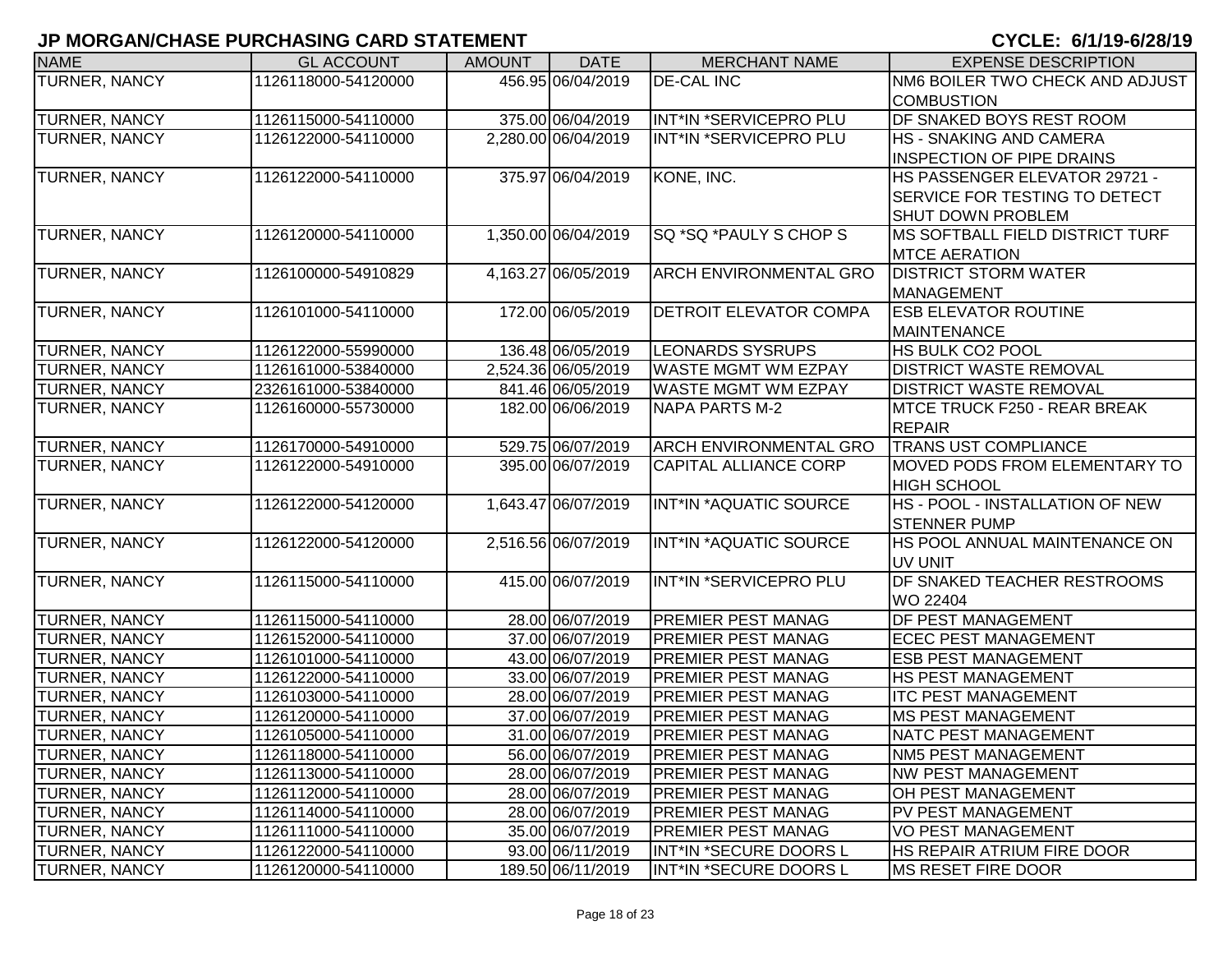# JP MORGAN/CHASE PURCHASING CARD STATEMENT

**CYCLE: 6/1/19-6/28/19**

| NAME | GL ACCOUNT | AMOUNT | DATE | MERCHANT NAME | EXPENSE DESCRIPTION |
|---|---|---|---|---|---|
| TURNER, NANCY | 1126118000-54120000 | 456.95 | 06/04/2019 | DE-CAL INC | NM6 BOILER TWO CHECK AND ADJUST COMBUSTION |
| TURNER, NANCY | 1126115000-54110000 | 375.00 | 06/04/2019 | INT*IN *SERVICEPRO PLU | DF SNAKED BOYS REST ROOM |
| TURNER, NANCY | 1126122000-54110000 | 2,280.00 | 06/04/2019 | INT*IN *SERVICEPRO PLU | HS - SNAKING AND CAMERA INSPECTION OF PIPE DRAINS |
| TURNER, NANCY | 1126122000-54110000 | 375.97 | 06/04/2019 | KONE, INC. | HS PASSENGER ELEVATOR 29721 - SERVICE FOR TESTING TO DETECT SHUT DOWN PROBLEM |
| TURNER, NANCY | 1126120000-54110000 | 1,350.00 | 06/04/2019 | SQ *SQ *PAULY S CHOP S | MS SOFTBALL FIELD DISTRICT TURF MTCE AERATION |
| TURNER, NANCY | 1126100000-54910829 | 4,163.27 | 06/05/2019 | ARCH ENVIRONMENTAL GRO | DISTRICT STORM WATER MANAGEMENT |
| TURNER, NANCY | 1126101000-54110000 | 172.00 | 06/05/2019 | DETROIT ELEVATOR COMPA | ESB ELEVATOR ROUTINE MAINTENANCE |
| TURNER, NANCY | 1126122000-55990000 | 136.48 | 06/05/2019 | LEONARDS SYSRUPS | HS BULK CO2 POOL |
| TURNER, NANCY | 1126161000-53840000 | 2,524.36 | 06/05/2019 | WASTE MGMT WM EZPAY | DISTRICT WASTE REMOVAL |
| TURNER, NANCY | 2326161000-53840000 | 841.46 | 06/05/2019 | WASTE MGMT WM EZPAY | DISTRICT WASTE REMOVAL |
| TURNER, NANCY | 1126160000-55730000 | 182.00 | 06/06/2019 | NAPA PARTS M-2 | MTCE TRUCK F250 - REAR BREAK REPAIR |
| TURNER, NANCY | 1126170000-54910000 | 529.75 | 06/07/2019 | ARCH ENVIRONMENTAL GRO | TRANS UST COMPLIANCE |
| TURNER, NANCY | 1126122000-54910000 | 395.00 | 06/07/2019 | CAPITAL ALLIANCE CORP | MOVED PODS FROM ELEMENTARY TO HIGH SCHOOL |
| TURNER, NANCY | 1126122000-54120000 | 1,643.47 | 06/07/2019 | INT*IN *AQUATIC SOURCE | HS - POOL - INSTALLATION OF NEW STENNER PUMP |
| TURNER, NANCY | 1126122000-54120000 | 2,516.56 | 06/07/2019 | INT*IN *AQUATIC SOURCE | HS POOL ANNUAL MAINTENANCE ON UV UNIT |
| TURNER, NANCY | 1126115000-54110000 | 415.00 | 06/07/2019 | INT*IN *SERVICEPRO PLU | DF SNAKED TEACHER RESTROOMS WO 22404 |
| TURNER, NANCY | 1126115000-54110000 | 28.00 | 06/07/2019 | PREMIER PEST MANAG | DF PEST MANAGEMENT |
| TURNER, NANCY | 1126152000-54110000 | 37.00 | 06/07/2019 | PREMIER PEST MANAG | ECEC PEST MANAGEMENT |
| TURNER, NANCY | 1126101000-54110000 | 43.00 | 06/07/2019 | PREMIER PEST MANAG | ESB PEST MANAGEMENT |
| TURNER, NANCY | 1126122000-54110000 | 33.00 | 06/07/2019 | PREMIER PEST MANAG | HS PEST MANAGEMENT |
| TURNER, NANCY | 1126103000-54110000 | 28.00 | 06/07/2019 | PREMIER PEST MANAG | ITC PEST MANAGEMENT |
| TURNER, NANCY | 1126120000-54110000 | 37.00 | 06/07/2019 | PREMIER PEST MANAG | MS PEST MANAGEMENT |
| TURNER, NANCY | 1126105000-54110000 | 31.00 | 06/07/2019 | PREMIER PEST MANAG | NATC PEST MANAGEMENT |
| TURNER, NANCY | 1126118000-54110000 | 56.00 | 06/07/2019 | PREMIER PEST MANAG | NM5 PEST MANAGEMENT |
| TURNER, NANCY | 1126113000-54110000 | 28.00 | 06/07/2019 | PREMIER PEST MANAG | NW PEST MANAGEMENT |
| TURNER, NANCY | 1126112000-54110000 | 28.00 | 06/07/2019 | PREMIER PEST MANAG | OH PEST MANAGEMENT |
| TURNER, NANCY | 1126114000-54110000 | 28.00 | 06/07/2019 | PREMIER PEST MANAG | PV PEST MANAGEMENT |
| TURNER, NANCY | 1126111000-54110000 | 35.00 | 06/07/2019 | PREMIER PEST MANAG | VO PEST MANAGEMENT |
| TURNER, NANCY | 1126122000-54110000 | 93.00 | 06/11/2019 | INT*IN *SECURE DOORS L | HS REPAIR ATRIUM FIRE DOOR |
| TURNER, NANCY | 1126120000-54110000 | 189.50 | 06/11/2019 | INT*IN *SECURE DOORS L | MS RESET FIRE DOOR |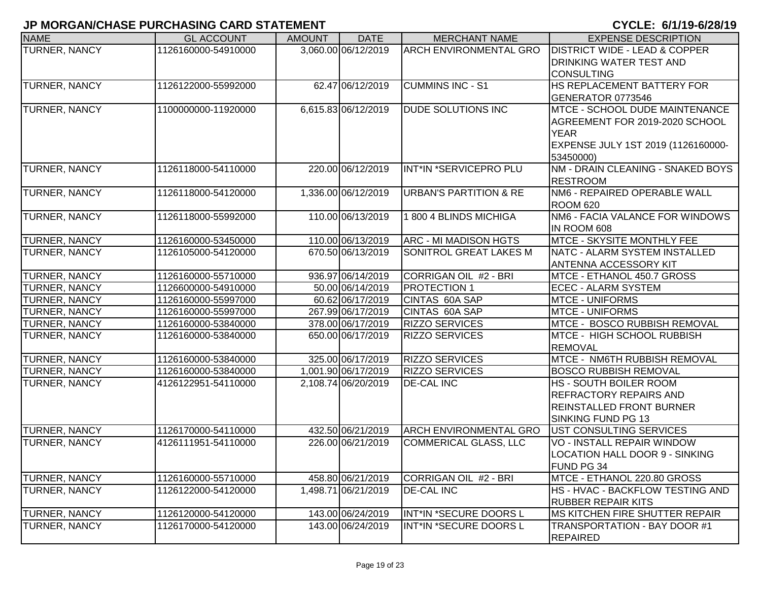# JP MORGAN/CHASE PURCHASING CARD STATEMENT

**CYCLE: 6/1/19-6/28/19**

| NAME | GL ACCOUNT | AMOUNT | DATE | MERCHANT NAME | EXPENSE DESCRIPTION |
|---|---|---|---|---|---|
| TURNER, NANCY | 1126160000-54910000 | 3,060.00 | 06/12/2019 | ARCH ENVIRONMENTAL GRO | DISTRICT WIDE - LEAD & COPPER DRINKING WATER TEST AND CONSULTING |
| TURNER, NANCY | 1126122000-55992000 | 62.47 | 06/12/2019 | CUMMINS INC - S1 | HS REPLACEMENT BATTERY FOR GENERATOR 0773546 |
| TURNER, NANCY | 1100000000-11920000 | 6,615.83 | 06/12/2019 | DUDE SOLUTIONS INC | MTCE - SCHOOL DUDE MAINTENANCE AGREEMENT FOR 2019-2020 SCHOOL YEAR EXPENSE JULY 1ST 2019 (1126160000-53450000) |
| TURNER, NANCY | 1126118000-54110000 | 220.00 | 06/12/2019 | INT*IN *SERVICEPRO PLU | NM - DRAIN CLEANING - SNAKED BOYS RESTROOM |
| TURNER, NANCY | 1126118000-54120000 | 1,336.00 | 06/12/2019 | URBAN'S PARTITION & RE | NM6 - REPAIRED OPERABLE WALL ROOM 620 |
| TURNER, NANCY | 1126118000-55992000 | 110.00 | 06/13/2019 | 1 800 4 BLINDS MICHIGA | NM6 - FACIA VALANCE FOR WINDOWS IN ROOM 608 |
| TURNER, NANCY | 1126160000-53450000 | 110.00 | 06/13/2019 | ARC - MI MADISON HGTS | MTCE - SKYSITE MONTHLY FEE |
| TURNER, NANCY | 1126105000-54120000 | 670.50 | 06/13/2019 | SONITROL GREAT LAKES M | NATC - ALARM SYSTEM INSTALLED ANTENNA ACCESSORY KIT |
| TURNER, NANCY | 1126160000-55710000 | 936.97 | 06/14/2019 | CORRIGAN OIL #2 - BRI | MTCE - ETHANOL 450.7 GROSS |
| TURNER, NANCY | 1126600000-54910000 | 50.00 | 06/14/2019 | PROTECTION 1 | ECEC - ALARM SYSTEM |
| TURNER, NANCY | 1126160000-55997000 | 60.62 | 06/17/2019 | CINTAS 60A SAP | MTCE - UNIFORMS |
| TURNER, NANCY | 1126160000-55997000 | 267.99 | 06/17/2019 | CINTAS 60A SAP | MTCE - UNIFORMS |
| TURNER, NANCY | 1126160000-53840000 | 378.00 | 06/17/2019 | RIZZO SERVICES | MTCE - BOSCO RUBBISH REMOVAL |
| TURNER, NANCY | 1126160000-53840000 | 650.00 | 06/17/2019 | RIZZO SERVICES | MTCE - HIGH SCHOOL RUBBISH REMOVAL |
| TURNER, NANCY | 1126160000-53840000 | 325.00 | 06/17/2019 | RIZZO SERVICES | MTCE - NM6TH RUBBISH REMOVAL |
| TURNER, NANCY | 1126160000-53840000 | 1,001.90 | 06/17/2019 | RIZZO SERVICES | BOSCO RUBBISH REMOVAL |
| TURNER, NANCY | 4126122951-54110000 | 2,108.74 | 06/20/2019 | DE-CAL INC | HS - SOUTH BOILER ROOM REFRACTORY REPAIRS AND REINSTALLED FRONT BURNER SINKING FUND PG 13 |
| TURNER, NANCY | 1126170000-54110000 | 432.50 | 06/21/2019 | ARCH ENVIRONMENTAL GRO | UST CONSULTING SERVICES |
| TURNER, NANCY | 4126111951-54110000 | 226.00 | 06/21/2019 | COMMERICAL GLASS, LLC | VO - INSTALL REPAIR WINDOW LOCATION HALL DOOR 9 - SINKING FUND PG 34 |
| TURNER, NANCY | 1126160000-55710000 | 458.80 | 06/21/2019 | CORRIGAN OIL #2 - BRI | MTCE - ETHANOL 220.80 GROSS |
| TURNER, NANCY | 1126122000-54120000 | 1,498.71 | 06/21/2019 | DE-CAL INC | HS - HVAC - BACKFLOW TESTING AND RUBBER REPAIR KITS |
| TURNER, NANCY | 1126120000-54120000 | 143.00 | 06/24/2019 | INT*IN *SECURE DOORS L | MS KITCHEN FIRE SHUTTER REPAIR |
| TURNER, NANCY | 1126170000-54120000 | 143.00 | 06/24/2019 | INT*IN *SECURE DOORS L | TRANSPORTATION - BAY DOOR #1 REPAIRED |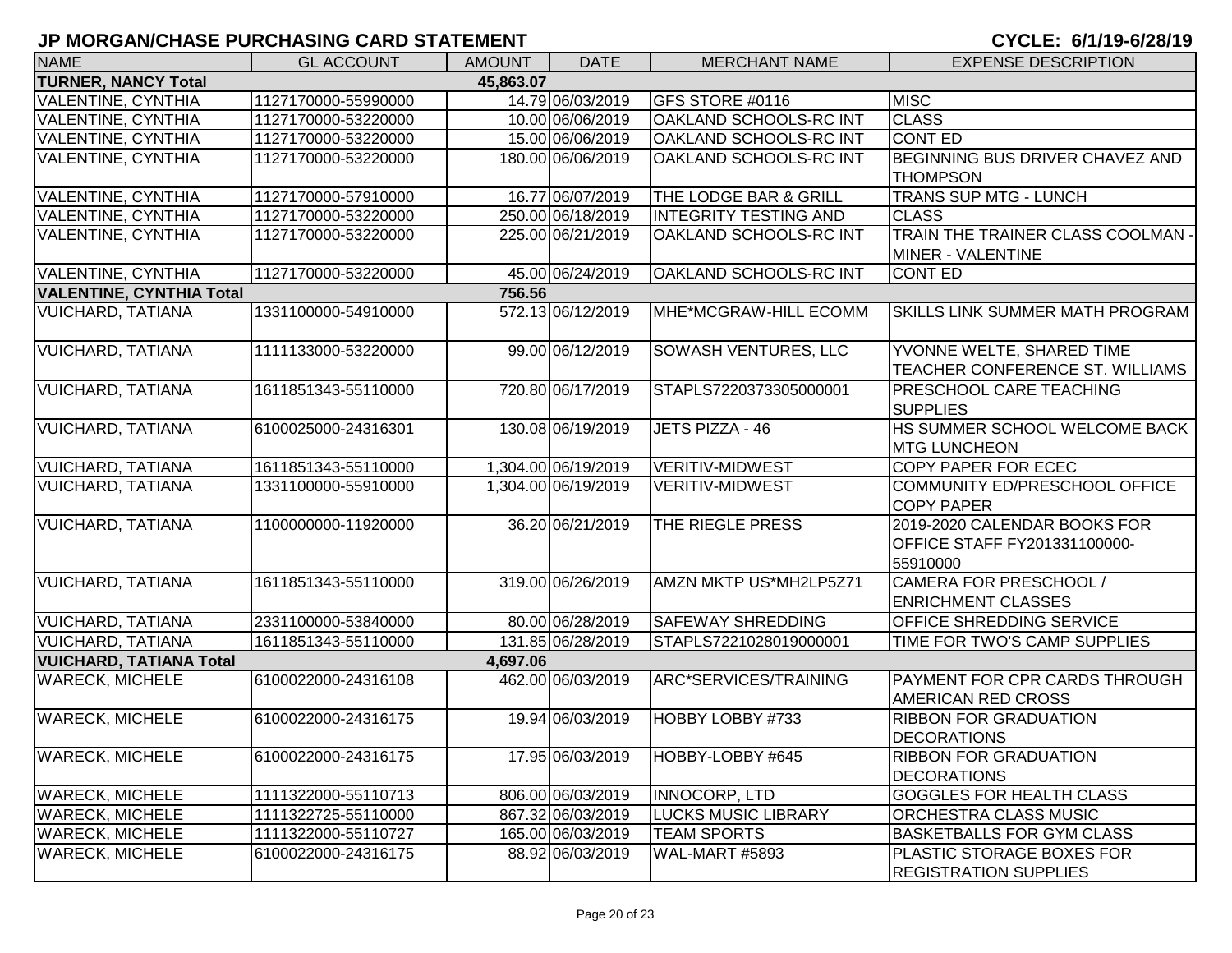# JP MORGAN/CHASE PURCHASING CARD STATEMENT

**CYCLE: 6/1/19-6/28/19**

| NAME | GL ACCOUNT | AMOUNT | DATE | MERCHANT NAME | EXPENSE DESCRIPTION |
|---|---|---|---|---|---|
| **TURNER, NANCY Total** | | **45,863.07** | | | |
| VALENTINE, CYNTHIA | 1127170000-55990000 | 14.79 | 06/03/2019 | GFS STORE #0116 | MISC |
| VALENTINE, CYNTHIA | 1127170000-53220000 | 10.00 | 06/06/2019 | OAKLAND SCHOOLS-RC INT | CLASS |
| VALENTINE, CYNTHIA | 1127170000-53220000 | 15.00 | 06/06/2019 | OAKLAND SCHOOLS-RC INT | CONT ED |
| VALENTINE, CYNTHIA | 1127170000-53220000 | 180.00 | 06/06/2019 | OAKLAND SCHOOLS-RC INT | BEGINNING BUS DRIVER CHAVEZ AND THOMPSON |
| VALENTINE, CYNTHIA | 1127170000-57910000 | 16.77 | 06/07/2019 | THE LODGE BAR & GRILL | TRANS SUP MTG - LUNCH |
| VALENTINE, CYNTHIA | 1127170000-53220000 | 250.00 | 06/18/2019 | INTEGRITY TESTING AND | CLASS |
| VALENTINE, CYNTHIA | 1127170000-53220000 | 225.00 | 06/21/2019 | OAKLAND SCHOOLS-RC INT | TRAIN THE TRAINER CLASS COOLMAN - MINER - VALENTINE |
| VALENTINE, CYNTHIA | 1127170000-53220000 | 45.00 | 06/24/2019 | OAKLAND SCHOOLS-RC INT | CONT ED |
| **VALENTINE, CYNTHIA Total** | | **756.56** | | | |
| VUICHARD, TATIANA | 1331100000-54910000 | 572.13 | 06/12/2019 | MHE*MCGRAW-HILL ECOMM | SKILLS LINK SUMMER MATH PROGRAM |
| VUICHARD, TATIANA | 1111133000-53220000 | 99.00 | 06/12/2019 | SOWASH VENTURES, LLC | YVONNE WELTE, SHARED TIME TEACHER CONFERENCE ST. WILLIAMS |
| VUICHARD, TATIANA | 1611851343-55110000 | 720.80 | 06/17/2019 | STAPLS7220373305000001 | PRESCHOOL CARE TEACHING SUPPLIES |
| VUICHARD, TATIANA | 6100025000-24316301 | 130.08 | 06/19/2019 | JETS PIZZA - 46 | HS SUMMER SCHOOL WELCOME BACK MTG LUNCHEON |
| VUICHARD, TATIANA | 1611851343-55110000 | 1,304.00 | 06/19/2019 | VERITIV-MIDWEST | COPY PAPER FOR ECEC |
| VUICHARD, TATIANA | 1331100000-55910000 | 1,304.00 | 06/19/2019 | VERITIV-MIDWEST | COMMUNITY ED/PRESCHOOL OFFICE COPY PAPER |
| VUICHARD, TATIANA | 1100000000-11920000 | 36.20 | 06/21/2019 | THE RIEGLE PRESS | 2019-2020 CALENDAR BOOKS FOR OFFICE STAFF FY201331100000-55910000 |
| VUICHARD, TATIANA | 1611851343-55110000 | 319.00 | 06/26/2019 | AMZN MKTP US*MH2LP5Z71 | CAMERA FOR PRESCHOOL / ENRICHMENT CLASSES |
| VUICHARD, TATIANA | 2331100000-53840000 | 80.00 | 06/28/2019 | SAFEWAY SHREDDING | OFFICE SHREDDING SERVICE |
| VUICHARD, TATIANA | 1611851343-55110000 | 131.85 | 06/28/2019 | STAPLS7221028019000001 | TIME FOR TWO'S CAMP SUPPLIES |
| **VUICHARD, TATIANA Total** | | **4,697.06** | | | |
| WARECK, MICHELE | 6100022000-24316108 | 462.00 | 06/03/2019 | ARC*SERVICES/TRAINING | PAYMENT FOR CPR CARDS THROUGH AMERICAN RED CROSS |
| WARECK, MICHELE | 6100022000-24316175 | 19.94 | 06/03/2019 | HOBBY LOBBY #733 | RIBBON FOR GRADUATION DECORATIONS |
| WARECK, MICHELE | 6100022000-24316175 | 17.95 | 06/03/2019 | HOBBY-LOBBY #645 | RIBBON FOR GRADUATION DECORATIONS |
| WARECK, MICHELE | 1111322000-55110713 | 806.00 | 06/03/2019 | INNOCORP, LTD | GOGGLES FOR HEALTH CLASS |
| WARECK, MICHELE | 1111322725-55110000 | 867.32 | 06/03/2019 | LUCKS MUSIC LIBRARY | ORCHESTRA CLASS MUSIC |
| WARECK, MICHELE | 1111322000-55110727 | 165.00 | 06/03/2019 | TEAM SPORTS | BASKETBALLS FOR GYM CLASS |
| WARECK, MICHELE | 6100022000-24316175 | 88.92 | 06/03/2019 | WAL-MART #5893 | PLASTIC STORAGE BOXES FOR REGISTRATION SUPPLIES |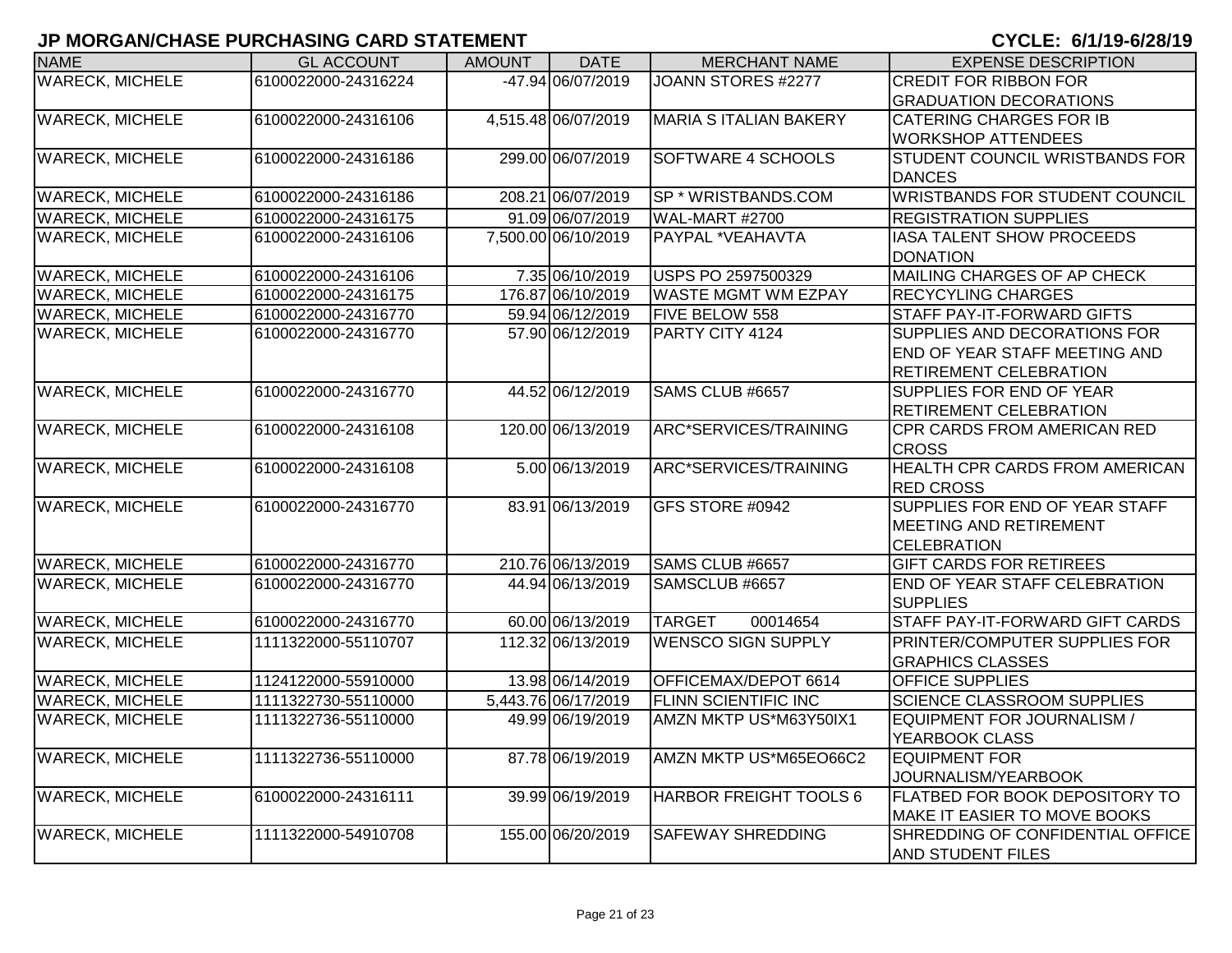# JP MORGAN/CHASE PURCHASING CARD STATEMENT

**CYCLE: 6/1/19-6/28/19**

| NAME | GL ACCOUNT | AMOUNT | DATE | MERCHANT NAME | EXPENSE DESCRIPTION |
|---|---|---|---|---|---|
| WARECK, MICHELE | 6100022000-24316224 | -47.94 | 06/07/2019 | JOANN STORES #2277 | CREDIT FOR RIBBON FOR GRADUATION DECORATIONS |
| WARECK, MICHELE | 6100022000-24316106 | 4,515.48 | 06/07/2019 | MARIA S ITALIAN BAKERY | CATERING CHARGES FOR IB WORKSHOP ATTENDEES |
| WARECK, MICHELE | 6100022000-24316186 | 299.00 | 06/07/2019 | SOFTWARE 4 SCHOOLS | STUDENT COUNCIL WRISTBANDS FOR DANCES |
| WARECK, MICHELE | 6100022000-24316186 | 208.21 | 06/07/2019 | SP * WRISTBANDS.COM | WRISTBANDS FOR STUDENT COUNCIL |
| WARECK, MICHELE | 6100022000-24316175 | 91.09 | 06/07/2019 | WAL-MART #2700 | REGISTRATION SUPPLIES |
| WARECK, MICHELE | 6100022000-24316106 | 7,500.00 | 06/10/2019 | PAYPAL *VEAHAVTA | IASA TALENT SHOW PROCEEDS DONATION |
| WARECK, MICHELE | 6100022000-24316106 | 7.35 | 06/10/2019 | USPS PO 2597500329 | MAILING CHARGES OF AP CHECK |
| WARECK, MICHELE | 6100022000-24316175 | 176.87 | 06/10/2019 | WASTE MGMT WM EZPAY | RECYCYLING CHARGES |
| WARECK, MICHELE | 6100022000-24316770 | 59.94 | 06/12/2019 | FIVE BELOW 558 | STAFF PAY-IT-FORWARD GIFTS |
| WARECK, MICHELE | 6100022000-24316770 | 57.90 | 06/12/2019 | PARTY CITY 4124 | SUPPLIES AND DECORATIONS FOR END OF YEAR STAFF MEETING AND RETIREMENT CELEBRATION |
| WARECK, MICHELE | 6100022000-24316770 | 44.52 | 06/12/2019 | SAMS CLUB #6657 | SUPPLIES FOR END OF YEAR RETIREMENT CELEBRATION |
| WARECK, MICHELE | 6100022000-24316108 | 120.00 | 06/13/2019 | ARC*SERVICES/TRAINING | CPR CARDS FROM AMERICAN RED CROSS |
| WARECK, MICHELE | 6100022000-24316108 | 5.00 | 06/13/2019 | ARC*SERVICES/TRAINING | HEALTH CPR CARDS FROM AMERICAN RED CROSS |
| WARECK, MICHELE | 6100022000-24316770 | 83.91 | 06/13/2019 | GFS STORE #0942 | SUPPLIES FOR END OF YEAR STAFF MEETING AND RETIREMENT CELEBRATION |
| WARECK, MICHELE | 6100022000-24316770 | 210.76 | 06/13/2019 | SAMS CLUB #6657 | GIFT CARDS FOR RETIREES |
| WARECK, MICHELE | 6100022000-24316770 | 44.94 | 06/13/2019 | SAMSCLUB #6657 | END OF YEAR STAFF CELEBRATION SUPPLIES |
| WARECK, MICHELE | 6100022000-24316770 | 60.00 | 06/13/2019 | TARGET 00014654 | STAFF PAY-IT-FORWARD GIFT CARDS |
| WARECK, MICHELE | 1111322000-55110707 | 112.32 | 06/13/2019 | WENSCO SIGN SUPPLY | PRINTER/COMPUTER SUPPLIES FOR GRAPHICS CLASSES |
| WARECK, MICHELE | 1124122000-55910000 | 13.98 | 06/14/2019 | OFFICEMAX/DEPOT 6614 | OFFICE SUPPLIES |
| WARECK, MICHELE | 1111322730-55110000 | 5,443.76 | 06/17/2019 | FLINN SCIENTIFIC INC | SCIENCE CLASSROOM SUPPLIES |
| WARECK, MICHELE | 1111322736-55110000 | 49.99 | 06/19/2019 | AMZN MKTP US*M63Y50IX1 | EQUIPMENT FOR JOURNALISM / YEARBOOK CLASS |
| WARECK, MICHELE | 1111322736-55110000 | 87.78 | 06/19/2019 | AMZN MKTP US*M65EO66C2 | EQUIPMENT FOR JOURNALISM/YEARBOOK |
| WARECK, MICHELE | 6100022000-24316111 | 39.99 | 06/19/2019 | HARBOR FREIGHT TOOLS 6 | FLATBED FOR BOOK DEPOSITORY TO MAKE IT EASIER TO MOVE BOOKS |
| WARECK, MICHELE | 1111322000-54910708 | 155.00 | 06/20/2019 | SAFEWAY SHREDDING | SHREDDING OF CONFIDENTIAL OFFICE AND STUDENT FILES |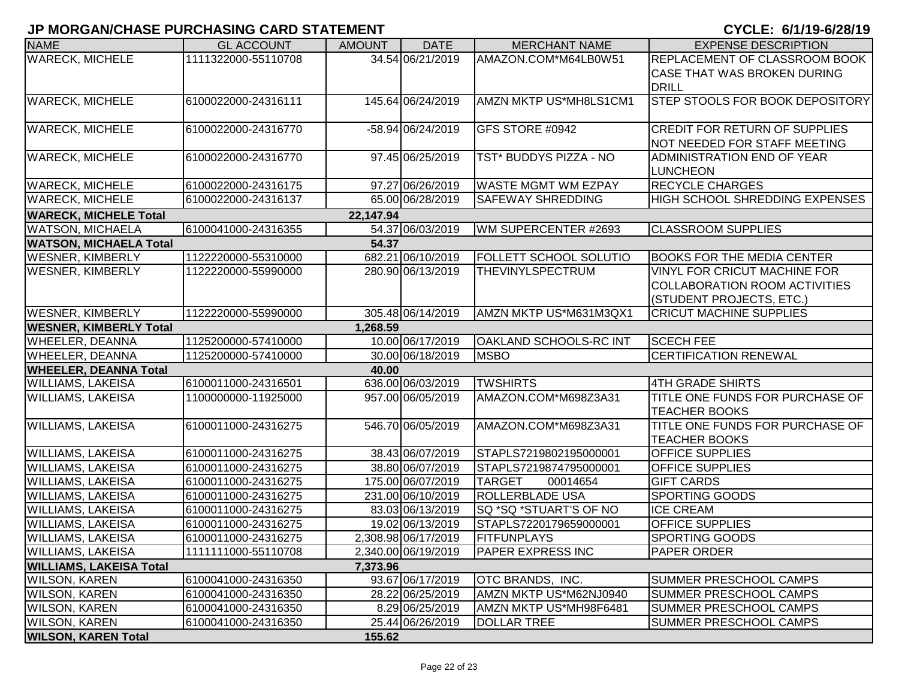# JP MORGAN/CHASE PURCHASING CARD STATEMENT

**CYCLE: 6/1/19-6/28/19**

| NAME | GL ACCOUNT | AMOUNT | DATE | MERCHANT NAME | EXPENSE DESCRIPTION |
|---|---|---|---|---|---|
| WARECK, MICHELE | 1111322000-55110708 | 34.54 | 06/21/2019 | AMAZON.COM*M64LB0W51 | REPLACEMENT OF CLASSROOM BOOK CASE THAT WAS BROKEN DURING DRILL |
| WARECK, MICHELE | 6100022000-24316111 | 145.64 | 06/24/2019 | AMZN MKTP US*MH8LS1CM1 | STEP STOOLS FOR BOOK DEPOSITORY |
| WARECK, MICHELE | 6100022000-24316770 | -58.94 | 06/24/2019 | GFS STORE #0942 | CREDIT FOR RETURN OF SUPPLIES NOT NEEDED FOR STAFF MEETING |
| WARECK, MICHELE | 6100022000-24316770 | 97.45 | 06/25/2019 | TST* BUDDYS PIZZA - NO | ADMINISTRATION END OF YEAR LUNCHEON |
| WARECK, MICHELE | 6100022000-24316175 | 97.27 | 06/26/2019 | WASTE MGMT WM EZPAY | RECYCLE CHARGES |
| WARECK, MICHELE | 6100022000-24316137 | 65.00 | 06/28/2019 | SAFEWAY SHREDDING | HIGH SCHOOL SHREDDING EXPENSES |
| **WARECK, MICHELE Total** | | **22,147.94** | | | |
| WATSON, MICHAELA | 6100041000-24316355 | 54.37 | 06/03/2019 | WM SUPERCENTER #2693 | CLASSROOM SUPPLIES |
| **WATSON, MICHAELA Total** | | **54.37** | | | |
| WESNER, KIMBERLY | 1122220000-55310000 | 682.21 | 06/10/2019 | FOLLETT SCHOOL SOLUTIO | BOOKS FOR THE MEDIA CENTER |
| WESNER, KIMBERLY | 1122220000-55990000 | 280.90 | 06/13/2019 | THEVINYLSPECTRUM | VINYL FOR CRICUT MACHINE FOR COLLABORATION ROOM ACTIVITIES (STUDENT PROJECTS, ETC.) |
| WESNER, KIMBERLY | 1122220000-55990000 | 305.48 | 06/14/2019 | AMZN MKTP US*M631M3QX1 | CRICUT MACHINE SUPPLIES |
| **WESNER, KIMBERLY Total** | | **1,268.59** | | | |
| WHEELER, DEANNA | 1125200000-57410000 | 10.00 | 06/17/2019 | OAKLAND SCHOOLS-RC INT | SCECH FEE |
| WHEELER, DEANNA | 1125200000-57410000 | 30.00 | 06/18/2019 | MSBO | CERTIFICATION RENEWAL |
| **WHEELER, DEANNA Total** | | **40.00** | | | |
| WILLIAMS, LAKEISA | 6100011000-24316501 | 636.00 | 06/03/2019 | TWSHIRTS | 4TH GRADE SHIRTS |
| WILLIAMS, LAKEISA | 1100000000-11925000 | 957.00 | 06/05/2019 | AMAZON.COM*M698Z3A31 | TITLE ONE FUNDS FOR PURCHASE OF TEACHER BOOKS |
| WILLIAMS, LAKEISA | 6100011000-24316275 | 546.70 | 06/05/2019 | AMAZON.COM*M698Z3A31 | TITLE ONE FUNDS FOR PURCHASE OF TEACHER BOOKS |
| WILLIAMS, LAKEISA | 6100011000-24316275 | 38.43 | 06/07/2019 | STAPLS7219802195000001 | OFFICE SUPPLIES |
| WILLIAMS, LAKEISA | 6100011000-24316275 | 38.80 | 06/07/2019 | STAPLS7219874795000001 | OFFICE SUPPLIES |
| WILLIAMS, LAKEISA | 6100011000-24316275 | 175.00 | 06/07/2019 | TARGET 00014654 | GIFT CARDS |
| WILLIAMS, LAKEISA | 6100011000-24316275 | 231.00 | 06/10/2019 | ROLLERBLADE USA | SPORTING GOODS |
| WILLIAMS, LAKEISA | 6100011000-24316275 | 83.03 | 06/13/2019 | SQ *SQ *STUART'S OF NO | ICE CREAM |
| WILLIAMS, LAKEISA | 6100011000-24316275 | 19.02 | 06/13/2019 | STAPLS7220179659000001 | OFFICE SUPPLIES |
| WILLIAMS, LAKEISA | 6100011000-24316275 | 2,308.98 | 06/17/2019 | FITFUNPLAYS | SPORTING GOODS |
| WILLIAMS, LAKEISA | 1111111000-55110708 | 2,340.00 | 06/19/2019 | PAPER EXPRESS INC | PAPER ORDER |
| **WILLIAMS, LAKEISA Total** | | **7,373.96** | | | |
| WILSON, KAREN | 6100041000-24316350 | 93.67 | 06/17/2019 | OTC BRANDS, INC. | SUMMER PRESCHOOL CAMPS |
| WILSON, KAREN | 6100041000-24316350 | 28.22 | 06/25/2019 | AMZN MKTP US*M62NJ0940 | SUMMER PRESCHOOL CAMPS |
| WILSON, KAREN | 6100041000-24316350 | 8.29 | 06/25/2019 | AMZN MKTP US*MH98F6481 | SUMMER PRESCHOOL CAMPS |
| WILSON, KAREN | 6100041000-24316350 | 25.44 | 06/26/2019 | DOLLAR TREE | SUMMER PRESCHOOL CAMPS |
| **WILSON, KAREN Total** | | **155.62** | | | |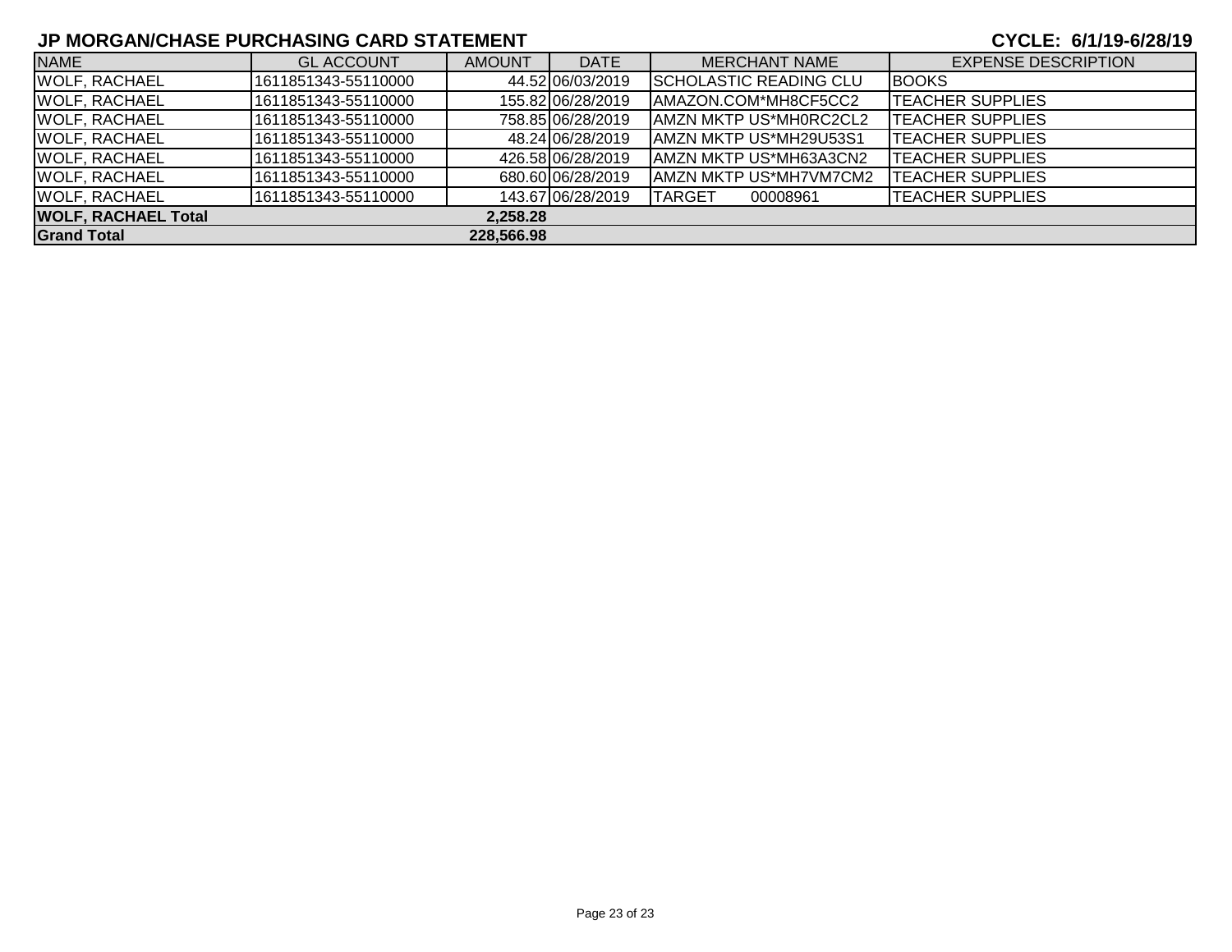**JP MORGAN/CHASE PURCHASING CARD STATEMENT** **CYCLE: 6/1/19-6/28/19**

| NAME | GL ACCOUNT | AMOUNT | DATE | MERCHANT NAME | EXPENSE DESCRIPTION |
|---|---|---|---|---|---|
| WOLF, RACHAEL | 1611851343-55110000 | 44.52 | 06/03/2019 | SCHOLASTIC READING CLU | BOOKS |
| WOLF, RACHAEL | 1611851343-55110000 | 155.82 | 06/28/2019 | AMAZON.COM*MH8CF5CC2 | TEACHER SUPPLIES |
| WOLF, RACHAEL | 1611851343-55110000 | 758.85 | 06/28/2019 | AMZN MKTP US*MH0RC2CL2 | TEACHER SUPPLIES |
| WOLF, RACHAEL | 1611851343-55110000 | 48.24 | 06/28/2019 | AMZN MKTP US*MH29U53S1 | TEACHER SUPPLIES |
| WOLF, RACHAEL | 1611851343-55110000 | 426.58 | 06/28/2019 | AMZN MKTP US*MH63A3CN2 | TEACHER SUPPLIES |
| WOLF, RACHAEL | 1611851343-55110000 | 680.60 | 06/28/2019 | AMZN MKTP US*MH7VM7CM2 | TEACHER SUPPLIES |
| WOLF, RACHAEL | 1611851343-55110000 | 143.67 | 06/28/2019 | TARGET 00008961 | TEACHER SUPPLIES |
| **WOLF, RACHAEL Total** | | **2,258.28** | | | |
| **Grand Total** | | **228,566.98** | | | |